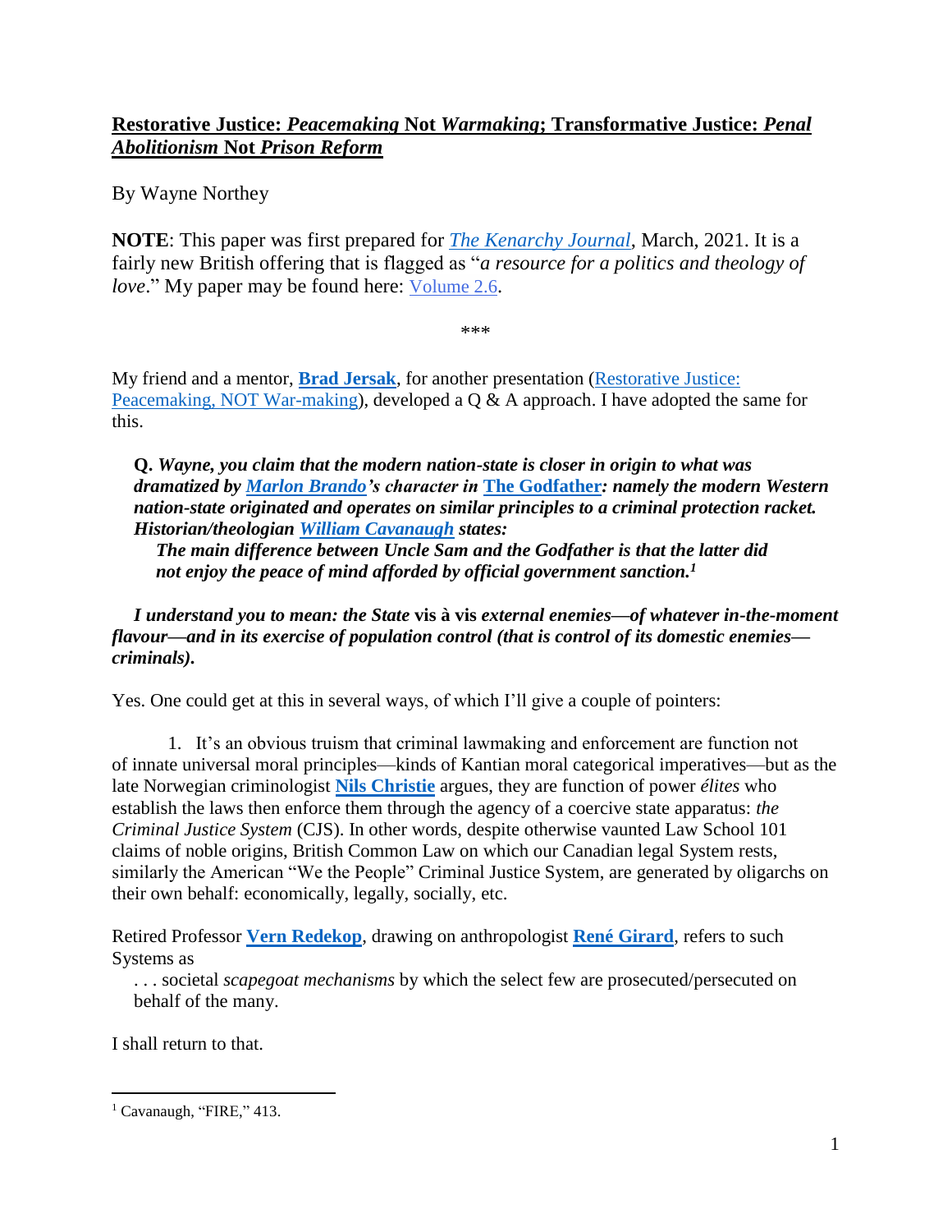## **Restorative Justice: *Peacemaking* Not *Warmaking*; Transformative Justice: *Penal Abolitionism* Not *Prison Reform***

By Wayne Northey

**NOTE**: This paper was first prepared for ***The Kenarchy Journal***, March, 2021. It is a fairly new British offering that is flagged as "*a resource for a politics and theology of love*." My paper may be found here: Volume 2.6.

\*\*\*

My friend and a mentor, **Brad Jersak**, for another presentation (Restorative Justice: Peacemaking, NOT War-making), developed a Q & A approach. I have adopted the same for this.

> **Q.** ***Wayne, you claim that the modern nation-state is closer in origin to what was dramatized by Marlon Brando's character in* The Godfather*: namely the modern Western nation-state originated and operates on similar principles to a criminal protection racket. Historian/theologian William Cavanaugh states:***
>
> > ***The main difference between Uncle Sam and the Godfather is that the latter did not enjoy the peace of mind afforded by official government sanction.***[1]
>
> ***I understand you to mean: the State* vis à vis *external enemies—of whatever in-the-moment flavour—and in its exercise of population control (that is control of its domestic enemies—criminals).***

Yes. One could get at this in several ways, of which I'll give a couple of pointers:

1. It's an obvious truism that criminal lawmaking and enforcement are function not of innate universal moral principles—kinds of Kantian moral categorical imperatives—but as the late Norwegian criminologist **Nils Christie** argues, they are function of power *élites* who establish the laws then enforce them through the agency of a coercive state apparatus: *the Criminal Justice System* (CJS). In other words, despite otherwise vaunted Law School 101 claims of noble origins, British Common Law on which our Canadian legal System rests, similarly the American "We the People" Criminal Justice System, are generated by oligarchs on their own behalf: economically, legally, socially, etc.

Retired Professor **Vern Redekop**, drawing on anthropologist **René Girard**, refers to such Systems as

> . . . societal *scapegoat mechanisms* by which the select few are prosecuted/persecuted on behalf of the many.

I shall return to that.

---

[1] Cavanaugh, "FIRE," 413.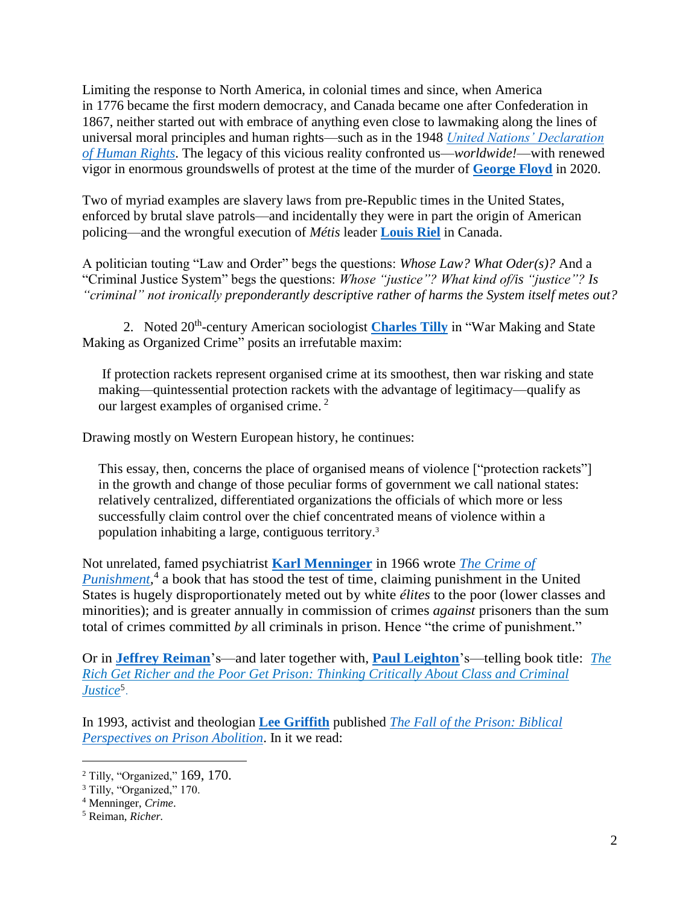Limiting the response to North America, in colonial times and since, when America in 1776 became the first modern democracy, and Canada became one after Confederation in 1867, neither started out with embrace of anything even close to lawmaking along the lines of universal moral principles and human rights—such as in the 1948 *United Nations' Declaration of Human Rights*. The legacy of this vicious reality confronted us—*worldwide!*—with renewed vigor in enormous groundswells of protest at the time of the murder of **George Floyd** in 2020.

Two of myriad examples are slavery laws from pre-Republic times in the United States, enforced by brutal slave patrols—and incidentally they were in part the origin of American policing—and the wrongful execution of *Métis* leader **Louis Riel** in Canada.

A politician touting "Law and Order" begs the questions: *Whose Law? What Oder(s)?* And a "Criminal Justice System" begs the questions: *Whose "justice"? What kind of/is "justice"? Is "criminal" not ironically preponderantly descriptive rather of harms the System itself metes out?*

2. Noted 20th-century American sociologist **Charles Tilly** in "War Making and State Making as Organized Crime" posits an irrefutable maxim:

> If protection rackets represent organised crime at its smoothest, then war risking and state making—quintessential protection rackets with the advantage of legitimacy—qualify as our largest examples of organised crime. [2]

Drawing mostly on Western European history, he continues:

> This essay, then, concerns the place of organised means of violence ["protection rackets"] in the growth and change of those peculiar forms of government we call national states: relatively centralized, differentiated organizations the officials of which more or less successfully claim control over the chief concentrated means of violence within a population inhabiting a large, contiguous territory.[3]

Not unrelated, famed psychiatrist **Karl Menninger** in 1966 wrote *The Crime of Punishment*,[4] a book that has stood the test of time, claiming punishment in the United States is hugely disproportionately meted out by white *élites* to the poor (lower classes and minorities); and is greater annually in commission of crimes *against* prisoners than the sum total of crimes committed *by* all criminals in prison. Hence "the crime of punishment."

Or in **Jeffrey Reiman**'s—and later together with, **Paul Leighton**'s—telling book title: *The Rich Get Richer and the Poor Get Prison: Thinking Critically About Class and Criminal Justice*[5].

In 1993, activist and theologian **Lee Griffith** published *The Fall of the Prison: Biblical Perspectives on Prison Abolition*. In it we read:

---

[2] Tilly, "Organized," 169, 170.

[3] Tilly, "Organized," 170.

[4] Menninger, *Crime*.

[5] Reiman, *Richer*.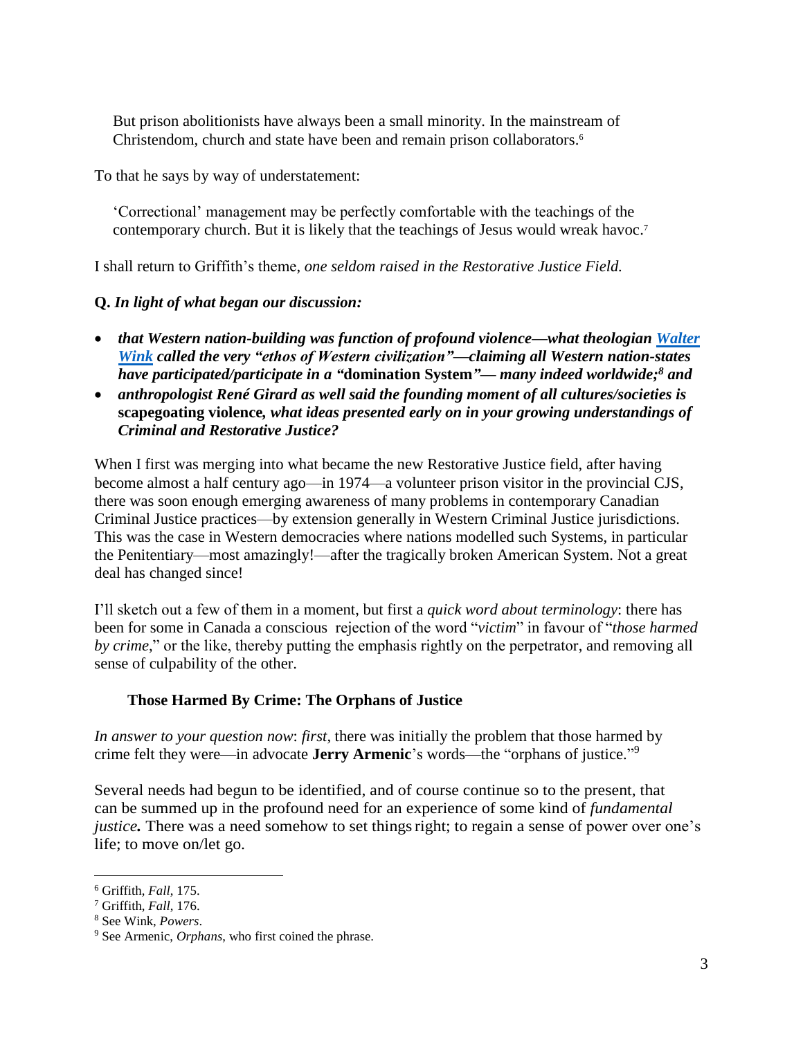> But prison abolitionists have always been a small minority. In the mainstream of Christendom, church and state have been and remain prison collaborators.[6]

To that he says by way of understatement:

> 'Correctional' management may be perfectly comfortable with the teachings of the contemporary church. But it is likely that the teachings of Jesus would wreak havoc.[7]

I shall return to Griffith's theme, *one seldom raised in the Restorative Justice Field.*

**Q.** ***In light of what began our discussion:***

- ***that Western nation-building was function of profound violence—what theologian [Walter Wink](#) called the very "ethos of Western civilization"—claiming all Western nation-states have participated/participate in a "*****domination System*****"— many indeed worldwide;[8] and***
- ***anthropologist René Girard as well said the founding moment of all cultures/societies is* scapegoating violence*, what ideas presented early on in your growing understandings of Criminal and Restorative Justice?***

When I first was merging into what became the new Restorative Justice field, after having become almost a half century ago—in 1974—a volunteer prison visitor in the provincial CJS, there was soon enough emerging awareness of many problems in contemporary Canadian Criminal Justice practices—by extension generally in Western Criminal Justice jurisdictions. This was the case in Western democracies where nations modelled such Systems, in particular the Penitentiary—most amazingly!—after the tragically broken American System. Not a great deal has changed since!

I'll sketch out a few of them in a moment, but first a *quick word about terminology*: there has been for some in Canada a conscious rejection of the word "*victim*" in favour of "*those harmed by crime*," or the like, thereby putting the emphasis rightly on the perpetrator, and removing all sense of culpability of the other.

### Those Harmed By Crime: The Orphans of Justice

*In answer to your question now*: *first*, there was initially the problem that those harmed by crime felt they were—in advocate **Jerry Armenic**'s words—the "orphans of justice."[9]

Several needs had begun to be identified, and of course continue so to the present, that can be summed up in the profound need for an experience of some kind of *fundamental justice.* There was a need somehow to set things right; to regain a sense of power over one's life; to move on/let go.

---

[6] Griffith, *Fall*, 175.
[7] Griffith, *Fall*, 176.
[8] See Wink, *Powers*.
[9] See Armenic, *Orphans*, who first coined the phrase.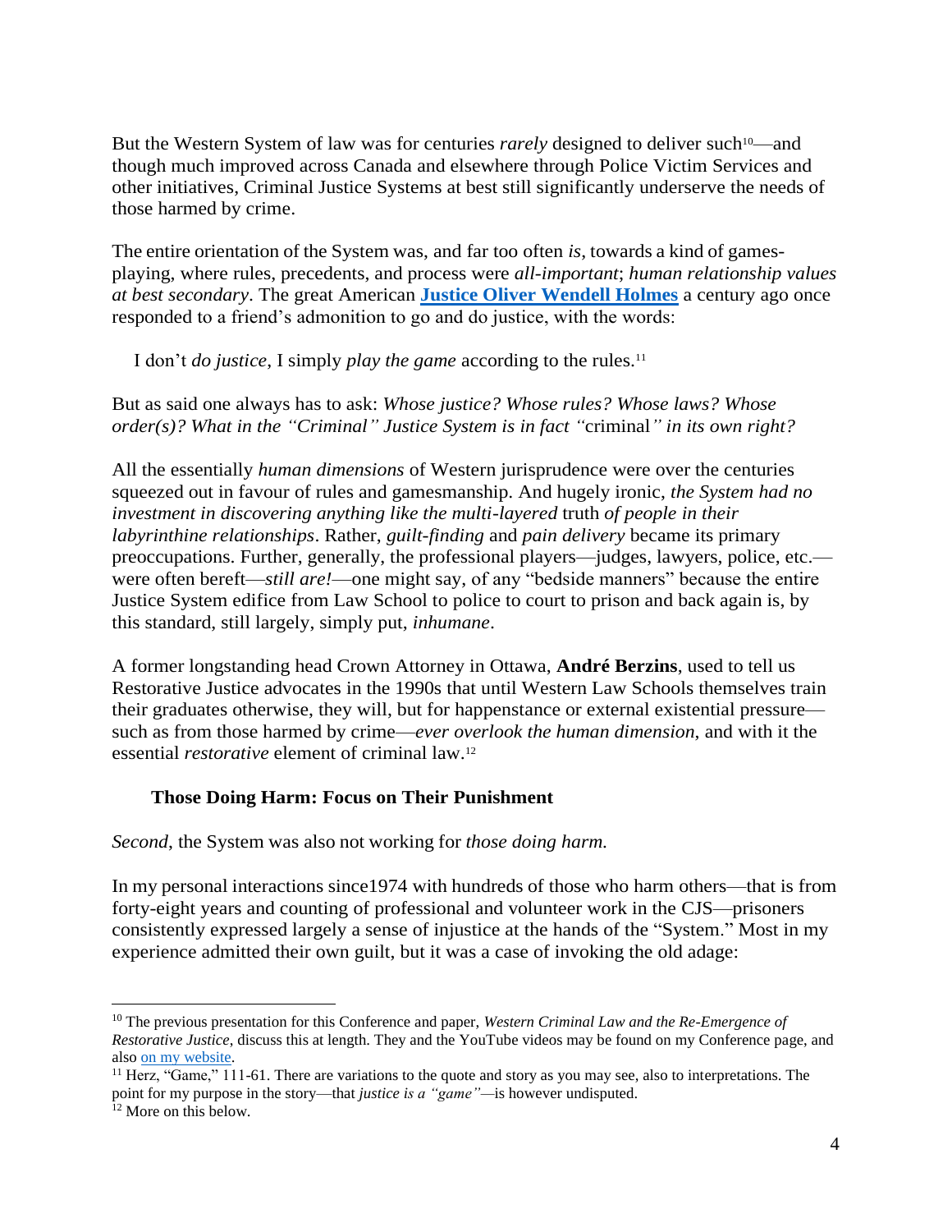But the Western System of law was for centuries *rarely* designed to deliver such[10]—and though much improved across Canada and elsewhere through Police Victim Services and other initiatives, Criminal Justice Systems at best still significantly underserve the needs of those harmed by crime.

The entire orientation of the System was, and far too often *is*, towards a kind of games-playing, where rules, precedents, and process were *all-important*; *human relationship values at best secondary*. The great American **Justice Oliver Wendell Holmes** a century ago once responded to a friend's admonition to go and do justice, with the words:

> I don't *do justice*, I simply *play the game* according to the rules.[11]

But as said one always has to ask: *Whose justice? Whose rules? Whose laws? Whose order(s)? What in the "Criminal" Justice System is in fact "*criminal*" in its own right?*

All the essentially *human dimensions* of Western jurisprudence were over the centuries squeezed out in favour of rules and gamesmanship. And hugely ironic, *the System had no investment in discovering anything like the multi-layered* truth *of people in their labyrinthine relationships*. Rather, *guilt-finding* and *pain delivery* became its primary preoccupations. Further, generally, the professional players—judges, lawyers, police, etc.—were often bereft—*still are!*—one might say, of any "bedside manners" because the entire Justice System edifice from Law School to police to court to prison and back again is, by this standard, still largely, simply put, *inhumane*.

A former longstanding head Crown Attorney in Ottawa, **André Berzins**, used to tell us Restorative Justice advocates in the 1990s that until Western Law Schools themselves train their graduates otherwise, they will, but for happenstance or external existential pressure—such as from those harmed by crime—*ever overlook the human dimension*, and with it the essential *restorative* element of criminal law.[12]

### Those Doing Harm: Focus on Their Punishment

*Second*, the System was also not working for *those doing harm.*

In my personal interactions since1974 with hundreds of those who harm others—that is from forty-eight years and counting of professional and volunteer work in the CJS—prisoners consistently expressed largely a sense of injustice at the hands of the "System." Most in my experience admitted their own guilt, but it was a case of invoking the old adage:

---

[10] The previous presentation for this Conference and paper, *Western Criminal Law and the Re-Emergence of Restorative Justice*, discuss this at length. They and the YouTube videos may be found on my Conference page, and also on my website.

[11] Herz, "Game," 111-61. There are variations to the quote and story as you may see, also to interpretations. The point for my purpose in the story—that *justice is a "game"*—is however undisputed.

[12] More on this below.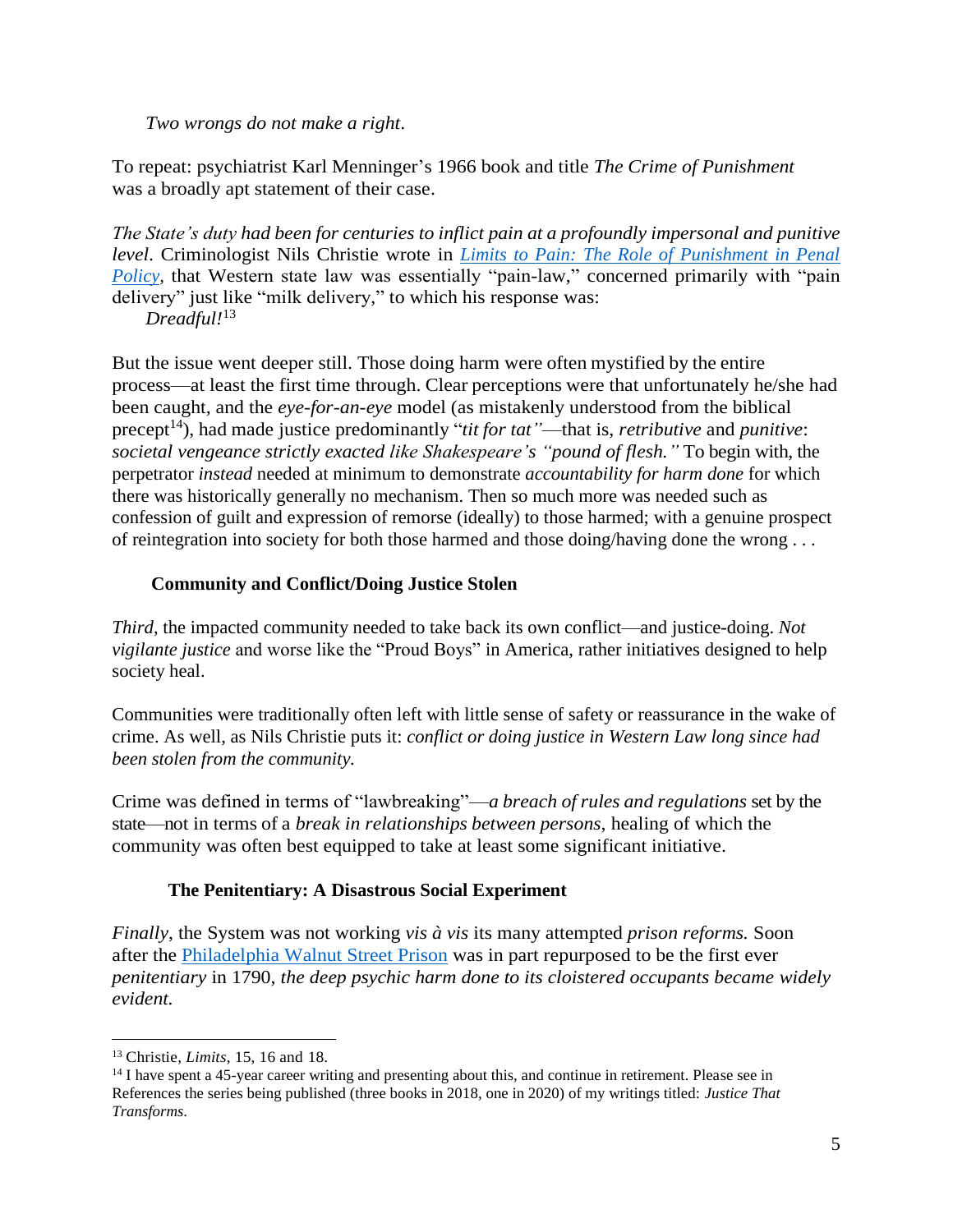*Two wrongs do not make a right*.

To repeat: psychiatrist Karl Menninger's 1966 book and title *The Crime of Punishment* was a broadly apt statement of their case.

*The State's duty had been for centuries to inflict pain at a profoundly impersonal and punitive level*. Criminologist Nils Christie wrote in *Limits to Pain: The Role of Punishment in Penal Policy*, that Western state law was essentially "pain-law," concerned primarily with "pain delivery" just like "milk delivery," to which his response was:
*Dreadful!*[13]

But the issue went deeper still. Those doing harm were often mystified by the entire process—at least the first time through. Clear perceptions were that unfortunately he/she had been caught, and the *eye-for-an-eye* model (as mistakenly understood from the biblical precept[14]), had made justice predominantly "*tit for tat"*—that is, *retributive* and *punitive*: *societal vengeance strictly exacted like Shakespeare's "pound of flesh."* To begin with, the perpetrator *instead* needed at minimum to demonstrate *accountability for harm done* for which there was historically generally no mechanism. Then so much more was needed such as confession of guilt and expression of remorse (ideally) to those harmed; with a genuine prospect of reintegration into society for both those harmed and those doing/having done the wrong . . .

### Community and Conflict/Doing Justice Stolen

*Third*, the impacted community needed to take back its own conflict—and justice-doing. *Not vigilante justice* and worse like the "Proud Boys" in America, rather initiatives designed to help society heal.

Communities were traditionally often left with little sense of safety or reassurance in the wake of crime. As well, as Nils Christie puts it: *conflict or doing justice in Western Law long since had been stolen from the community.*

Crime was defined in terms of "lawbreaking"—*a breach of rules and regulations* set by the state—not in terms of a *break in relationships between persons*, healing of which the community was often best equipped to take at least some significant initiative.

### The Penitentiary: A Disastrous Social Experiment

*Finally*, the System was not working *vis à vis* its many attempted *prison reforms.* Soon after the Philadelphia Walnut Street Prison was in part repurposed to be the first ever *penitentiary* in 1790, *the deep psychic harm done to its cloistered occupants became widely evident.*

---

[13] Christie, *Limits*, 15, 16 and 18.

[14] I have spent a 45-year career writing and presenting about this, and continue in retirement. Please see in References the series being published (three books in 2018, one in 2020) of my writings titled: *Justice That Transforms.*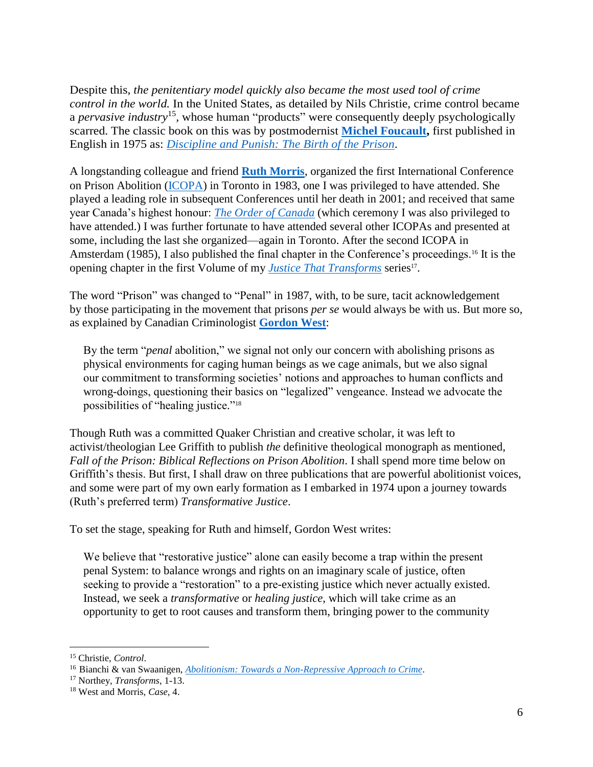Despite this, *the penitentiary model quickly also became the most used tool of crime control in the world.* In the United States, as detailed by Nils Christie, crime control became a *pervasive industry*[15], whose human "products" were consequently deeply psychologically scarred. The classic book on this was by postmodernist **Michel Foucault,** first published in English in 1975 as: *Discipline and Punish: The Birth of the Prison*.

A longstanding colleague and friend **Ruth Morris**, organized the first International Conference on Prison Abolition (ICOPA) in Toronto in 1983, one I was privileged to have attended. She played a leading role in subsequent Conferences until her death in 2001; and received that same year Canada's highest honour: *The Order of Canada* (which ceremony I was also privileged to have attended.) I was further fortunate to have attended several other ICOPAs and presented at some, including the last she organized—again in Toronto. After the second ICOPA in Amsterdam (1985), I also published the final chapter in the Conference's proceedings.[16] It is the opening chapter in the first Volume of my *Justice That Transforms* series[17].

The word "Prison" was changed to "Penal" in 1987, with, to be sure, tacit acknowledgement by those participating in the movement that prisons *per se* would always be with us. But more so, as explained by Canadian Criminologist **Gordon West**:

> By the term "*penal* abolition," we signal not only our concern with abolishing prisons as physical environments for caging human beings as we cage animals, but we also signal our commitment to transforming societies' notions and approaches to human conflicts and wrong-doings, questioning their basics on "legalized" vengeance. Instead we advocate the possibilities of "healing justice."[18]

Though Ruth was a committed Quaker Christian and creative scholar, it was left to activist/theologian Lee Griffith to publish *the* definitive theological monograph as mentioned, *Fall of the Prison: Biblical Reflections on Prison Abolition*. I shall spend more time below on Griffith's thesis. But first, I shall draw on three publications that are powerful abolitionist voices, and some were part of my own early formation as I embarked in 1974 upon a journey towards (Ruth's preferred term) *Transformative Justice*.

To set the stage, speaking for Ruth and himself, Gordon West writes:

> We believe that "restorative justice" alone can easily become a trap within the present penal System: to balance wrongs and rights on an imaginary scale of justice, often seeking to provide a "restoration" to a pre-existing justice which never actually existed. Instead, we seek a *transformative* or *healing justice*, which will take crime as an opportunity to get to root causes and transform them, bringing power to the community

---

[15] Christie, *Control*.

[16] Bianchi & van Swaanigen, *Abolitionism: Towards a Non-Repressive Approach to Crime*.

[17] Northey, *Transforms*, 1-13.

[18] West and Morris, *Case*, 4.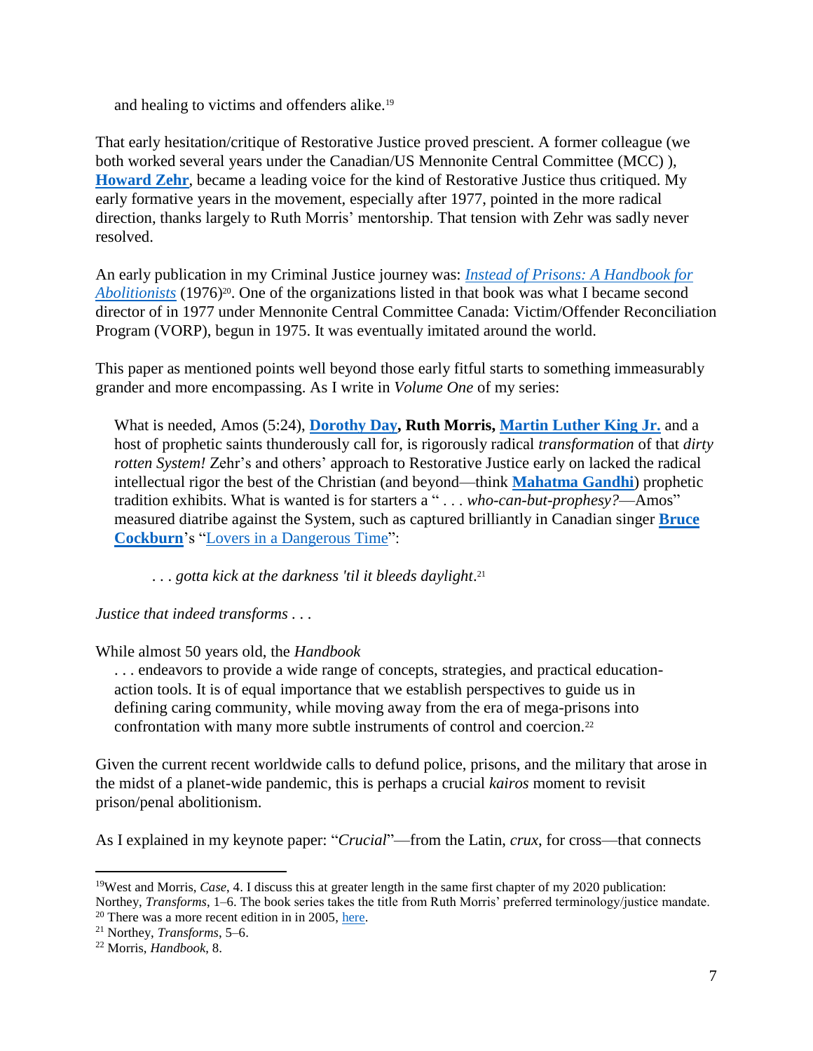and healing to victims and offenders alike.[19]

That early hesitation/critique of Restorative Justice proved prescient. A former colleague (we both worked several years under the Canadian/US Mennonite Central Committee (MCC) ), **Howard Zehr**, became a leading voice for the kind of Restorative Justice thus critiqued. My early formative years in the movement, especially after 1977, pointed in the more radical direction, thanks largely to Ruth Morris' mentorship. That tension with Zehr was sadly never resolved.

An early publication in my Criminal Justice journey was: *Instead of Prisons: A Handbook for Abolitionists* (1976)[20]. One of the organizations listed in that book was what I became second director of in 1977 under Mennonite Central Committee Canada: Victim/Offender Reconciliation Program (VORP), begun in 1975. It was eventually imitated around the world.

This paper as mentioned points well beyond those early fitful starts to something immeasurably grander and more encompassing. As I write in *Volume One* of my series:

> What is needed, Amos (5:24), **Dorothy Day, Ruth Morris, Martin Luther King Jr.** and a host of prophetic saints thunderously call for, is rigorously radical *transformation* of that *dirty rotten System!* Zehr's and others' approach to Restorative Justice early on lacked the radical intellectual rigor the best of the Christian (and beyond—think **Mahatma Gandhi**) prophetic tradition exhibits. What is wanted is for starters a " . . . *who-can-but-prophesy?*—Amos" measured diatribe against the System, such as captured brilliantly in Canadian singer **Bruce Cockburn**'s "Lovers in a Dangerous Time":
>
> > . . . *gotta kick at the darkness 'til it bleeds daylight*.[21]

*Justice that indeed transforms . . .*

While almost 50 years old, the *Handbook*

> . . . endeavors to provide a wide range of concepts, strategies, and practical education-action tools. It is of equal importance that we establish perspectives to guide us in defining caring community, while moving away from the era of mega-prisons into confrontation with many more subtle instruments of control and coercion.[22]

Given the current recent worldwide calls to defund police, prisons, and the military that arose in the midst of a planet-wide pandemic, this is perhaps a crucial *kairos* moment to revisit prison/penal abolitionism.

As I explained in my keynote paper: "*Crucial*"—from the Latin, *crux*, for cross—that connects

---

[19] West and Morris, *Case*, 4. I discuss this at greater length in the same first chapter of my 2020 publication: Northey, *Transforms*, 1–6. The book series takes the title from Ruth Morris' preferred terminology/justice mandate.

[20] There was a more recent edition in in 2005, here.

[21] Northey, *Transforms*, 5–6.

[22] Morris, *Handbook*, 8.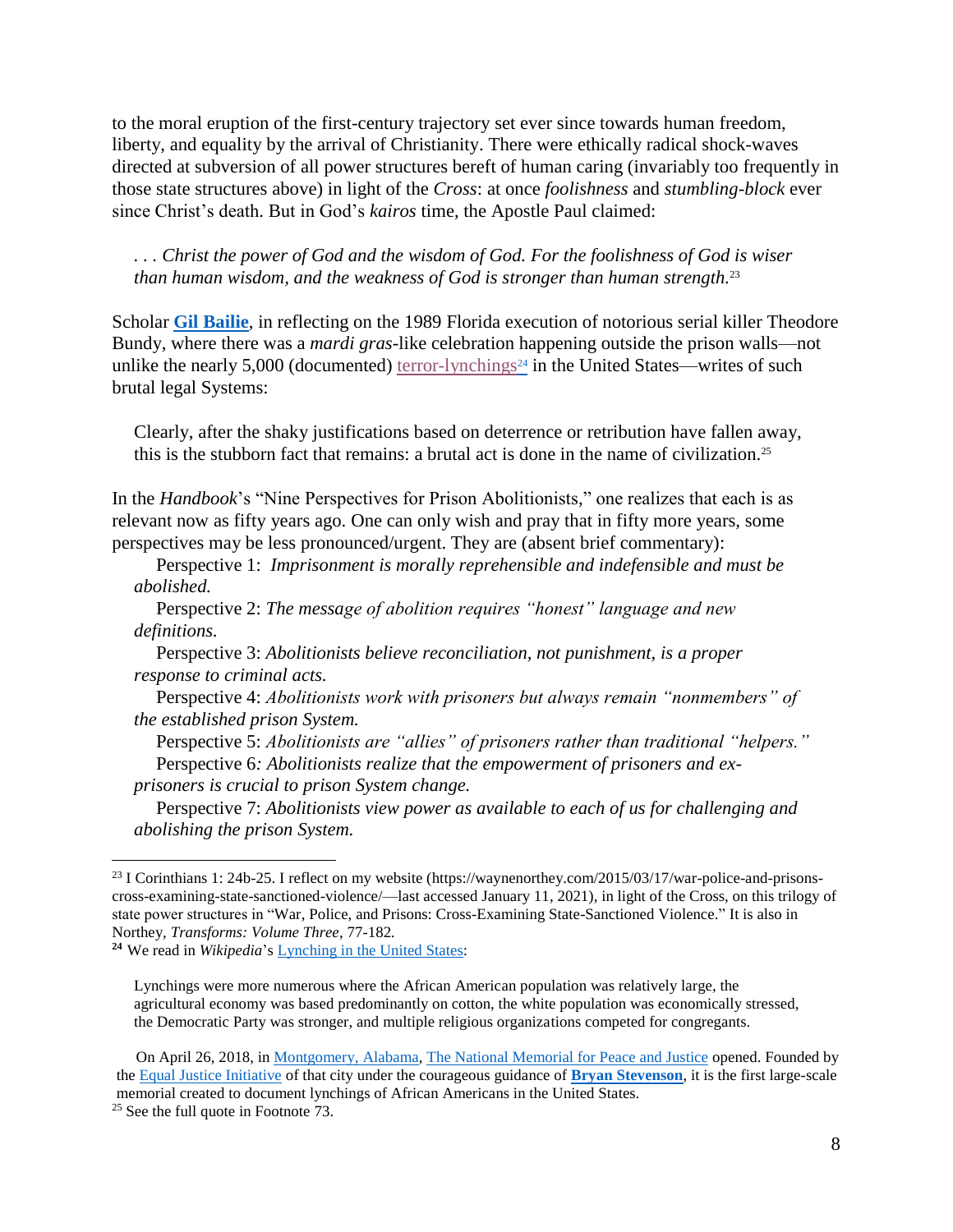to the moral eruption of the first-century trajectory set ever since towards human freedom, liberty, and equality by the arrival of Christianity. There were ethically radical shock-waves directed at subversion of all power structures bereft of human caring (invariably too frequently in those state structures above) in light of the *Cross*: at once *foolishness* and *stumbling-block* ever since Christ's death. But in God's *kairos* time, the Apostle Paul claimed:

> *. . . Christ the power of God and the wisdom of God. For the foolishness of God is wiser than human wisdom, and the weakness of God is stronger than human strength.*[23]

Scholar **Gil Bailie**, in reflecting on the 1989 Florida execution of notorious serial killer Theodore Bundy, where there was a *mardi gras*-like celebration happening outside the prison walls—not unlike the nearly 5,000 (documented) terror-lynchings[24] in the United States—writes of such brutal legal Systems:

> Clearly, after the shaky justifications based on deterrence or retribution have fallen away, this is the stubborn fact that remains: a brutal act is done in the name of civilization.[25]

In the *Handbook*'s "Nine Perspectives for Prison Abolitionists," one realizes that each is as relevant now as fifty years ago. One can only wish and pray that in fifty more years, some perspectives may be less pronounced/urgent. They are (absent brief commentary):

Perspective 1: *Imprisonment is morally reprehensible and indefensible and must be abolished.*

Perspective 2: *The message of abolition requires "honest" language and new definitions.*

Perspective 3: *Abolitionists believe reconciliation, not punishment, is a proper response to criminal acts.*

Perspective 4: *Abolitionists work with prisoners but always remain "nonmembers" of the established prison System.*

Perspective 5: *Abolitionists are "allies" of prisoners rather than traditional "helpers."*

Perspective 6: *Abolitionists realize that the empowerment of prisoners and ex-prisoners is crucial to prison System change.*

Perspective 7: *Abolitionists view power as available to each of us for challenging and abolishing the prison System.*

---

[23] I Corinthians 1: 24b-25. I reflect on my website (https://waynenorthey.com/2015/03/17/war-police-and-prisons-cross-examining-state-sanctioned-violence/—last accessed January 11, 2021), in light of the Cross, on this trilogy of state power structures in "War, Police, and Prisons: Cross-Examining State-Sanctioned Violence." It is also in Northey, *Transforms: Volume Three*, 77-182.

[24] We read in *Wikipedia*'s Lynching in the United States:

> Lynchings were more numerous where the African American population was relatively large, the agricultural economy was based predominantly on cotton, the white population was economically stressed, the Democratic Party was stronger, and multiple religious organizations competed for congregants.

On April 26, 2018, in Montgomery, Alabama, The National Memorial for Peace and Justice opened. Founded by the Equal Justice Initiative of that city under the courageous guidance of **Bryan Stevenson**, it is the first large-scale memorial created to document lynchings of African Americans in the United States.

[25] See the full quote in Footnote 73.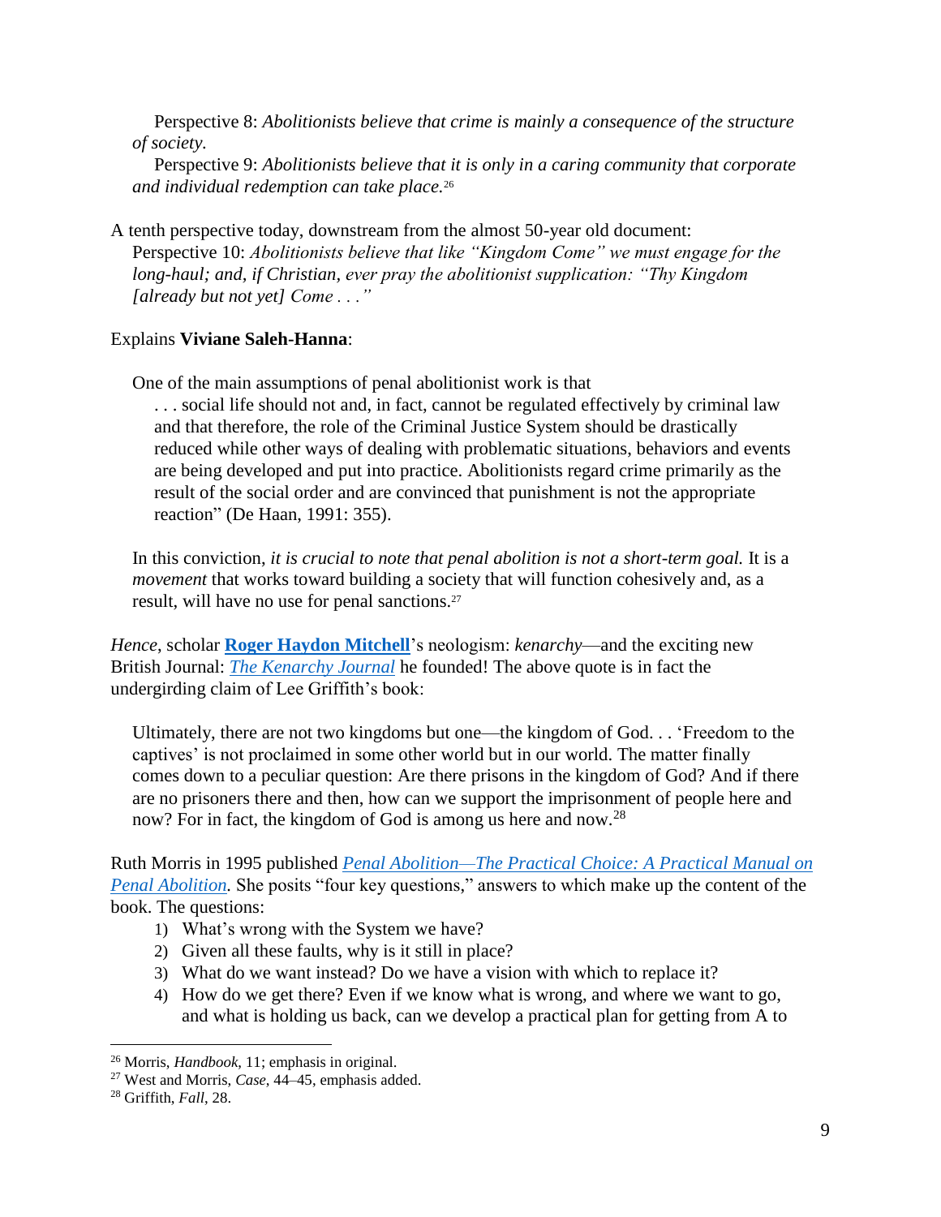Perspective 8: *Abolitionists believe that crime is mainly a consequence of the structure of society.*

Perspective 9: *Abolitionists believe that it is only in a caring community that corporate and individual redemption can take place.*[26]

A tenth perspective today, downstream from the almost 50-year old document:

Perspective 10: *Abolitionists believe that like "Kingdom Come" we must engage for the long-haul; and, if Christian, ever pray the abolitionist supplication: "Thy Kingdom [already but not yet] Come . . ."*

Explains **Viviane Saleh-Hanna**:

> One of the main assumptions of penal abolitionist work is that
>
> > . . . social life should not and, in fact, cannot be regulated effectively by criminal law and that therefore, the role of the Criminal Justice System should be drastically reduced while other ways of dealing with problematic situations, behaviors and events are being developed and put into practice. Abolitionists regard crime primarily as the result of the social order and are convinced that punishment is not the appropriate reaction" (De Haan, 1991: 355).
>
> In this conviction, *it is crucial to note that penal abolition is not a short-term goal.* It is a *movement* that works toward building a society that will function cohesively and, as a result, will have no use for penal sanctions.[27]

*Hence*, scholar **Roger Haydon Mitchell**'s neologism: *kenarchy*—and the exciting new British Journal: *The Kenarchy Journal* he founded! The above quote is in fact the undergirding claim of Lee Griffith's book:

> Ultimately, there are not two kingdoms but one—the kingdom of God. . . 'Freedom to the captives' is not proclaimed in some other world but in our world. The matter finally comes down to a peculiar question: Are there prisons in the kingdom of God? And if there are no prisoners there and then, how can we support the imprisonment of people here and now? For in fact, the kingdom of God is among us here and now.[28]

Ruth Morris in 1995 published *Penal Abolition—The Practical Choice: A Practical Manual on Penal Abolition.* She posits "four key questions," answers to which make up the content of the book. The questions:

1) What's wrong with the System we have?
2) Given all these faults, why is it still in place?
3) What do we want instead? Do we have a vision with which to replace it?
4) How do we get there? Even if we know what is wrong, and where we want to go, and what is holding us back, can we develop a practical plan for getting from A to

---

[26] Morris, *Handbook*, 11; emphasis in original.

[27] West and Morris, *Case*, 44–45, emphasis added.

[28] Griffith, *Fall*, 28.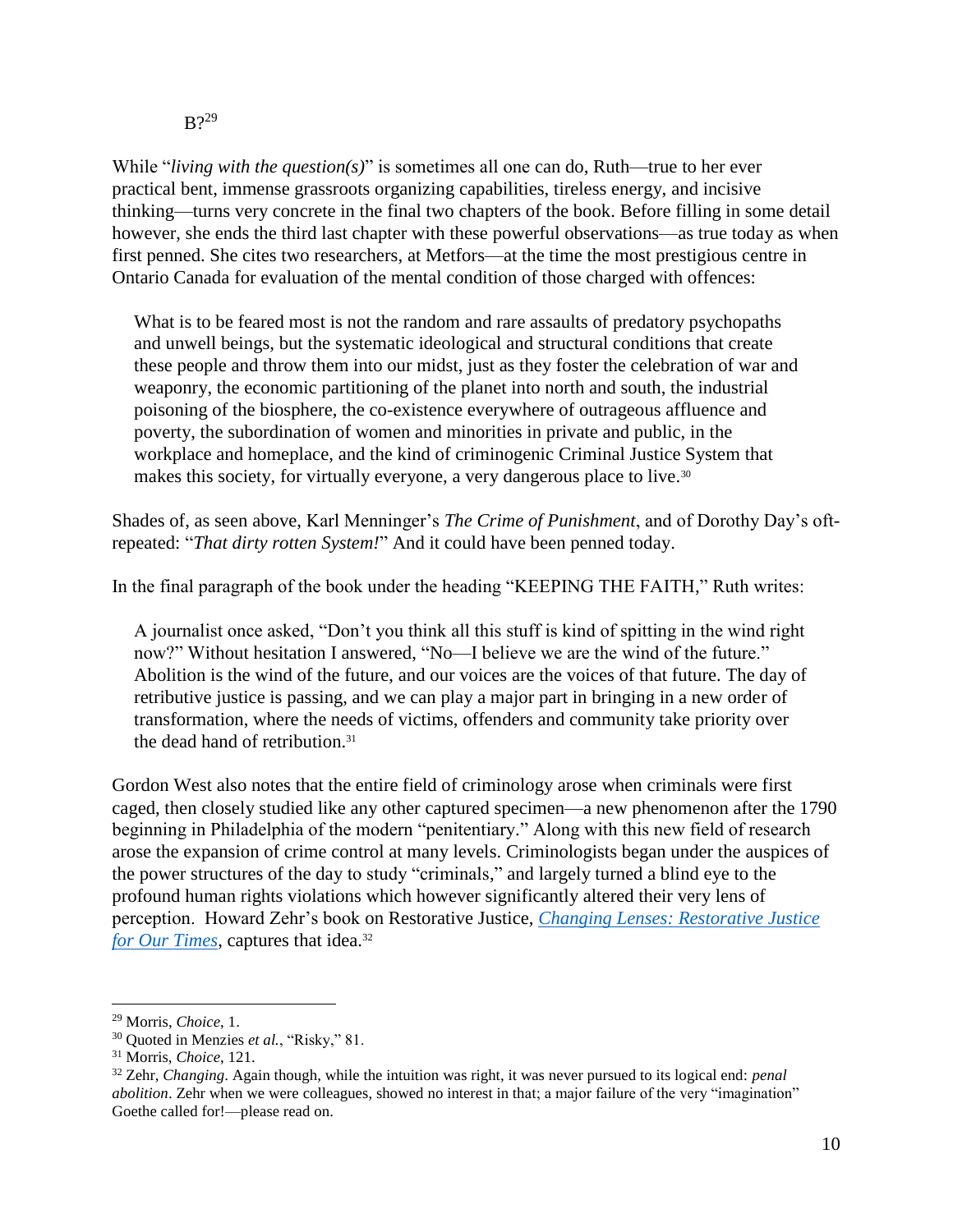B?[29]

While "*living with the question(s)*" is sometimes all one can do, Ruth—true to her ever practical bent, immense grassroots organizing capabilities, tireless energy, and incisive thinking—turns very concrete in the final two chapters of the book. Before filling in some detail however, she ends the third last chapter with these powerful observations—as true today as when first penned. She cites two researchers, at Metfors—at the time the most prestigious centre in Ontario Canada for evaluation of the mental condition of those charged with offences:

> What is to be feared most is not the random and rare assaults of predatory psychopaths and unwell beings, but the systematic ideological and structural conditions that create these people and throw them into our midst, just as they foster the celebration of war and weaponry, the economic partitioning of the planet into north and south, the industrial poisoning of the biosphere, the co-existence everywhere of outrageous affluence and poverty, the subordination of women and minorities in private and public, in the workplace and homeplace, and the kind of criminogenic Criminal Justice System that makes this society, for virtually everyone, a very dangerous place to live.[30]

Shades of, as seen above, Karl Menninger's *The Crime of Punishment*, and of Dorothy Day's oft-repeated: "*That dirty rotten System!*" And it could have been penned today.

In the final paragraph of the book under the heading "KEEPING THE FAITH," Ruth writes:

> A journalist once asked, "Don't you think all this stuff is kind of spitting in the wind right now?" Without hesitation I answered, "No—I believe we are the wind of the future." Abolition is the wind of the future, and our voices are the voices of that future. The day of retributive justice is passing, and we can play a major part in bringing in a new order of transformation, where the needs of victims, offenders and community take priority over the dead hand of retribution.[31]

Gordon West also notes that the entire field of criminology arose when criminals were first caged, then closely studied like any other captured specimen—a new phenomenon after the 1790 beginning in Philadelphia of the modern "penitentiary." Along with this new field of research arose the expansion of crime control at many levels. Criminologists began under the auspices of the power structures of the day to study "criminals," and largely turned a blind eye to the profound human rights violations which however significantly altered their very lens of perception. Howard Zehr's book on Restorative Justice, *Changing Lenses: Restorative Justice for Our Times*, captures that idea.[32]

---

[29] Morris, *Choice*, 1.

[30] Quoted in Menzies *et al.*, "Risky," 81.

[31] Morris, *Choice*, 121.

[32] Zehr, *Changing*. Again though, while the intuition was right, it was never pursued to its logical end: *penal abolition*. Zehr when we were colleagues, showed no interest in that; a major failure of the very "imagination" Goethe called for!—please read on.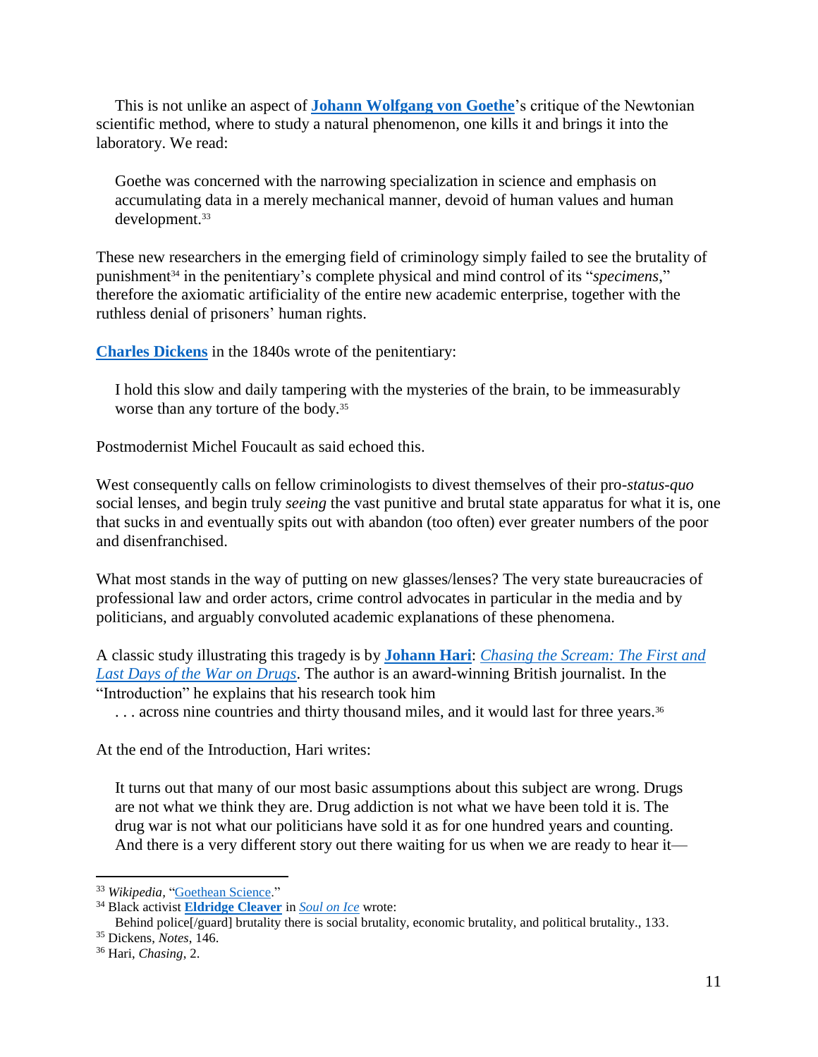This is not unlike an aspect of **Johann Wolfgang von Goethe**'s critique of the Newtonian scientific method, where to study a natural phenomenon, one kills it and brings it into the laboratory. We read:

> Goethe was concerned with the narrowing specialization in science and emphasis on accumulating data in a merely mechanical manner, devoid of human values and human development.[33]

These new researchers in the emerging field of criminology simply failed to see the brutality of punishment[34] in the penitentiary's complete physical and mind control of its "*specimens*," therefore the axiomatic artificiality of the entire new academic enterprise, together with the ruthless denial of prisoners' human rights.

**Charles Dickens** in the 1840s wrote of the penitentiary:

> I hold this slow and daily tampering with the mysteries of the brain, to be immeasurably worse than any torture of the body.[35]

Postmodernist Michel Foucault as said echoed this.

West consequently calls on fellow criminologists to divest themselves of their pro-*status-quo* social lenses, and begin truly *seeing* the vast punitive and brutal state apparatus for what it is, one that sucks in and eventually spits out with abandon (too often) ever greater numbers of the poor and disenfranchised.

What most stands in the way of putting on new glasses/lenses? The very state bureaucracies of professional law and order actors, crime control advocates in particular in the media and by politicians, and arguably convoluted academic explanations of these phenomena.

A classic study illustrating this tragedy is by **Johann Hari**: *Chasing the Scream: The First and Last Days of the War on Drugs*. The author is an award-winning British journalist. In the "Introduction" he explains that his research took him

> . . . across nine countries and thirty thousand miles, and it would last for three years.[36]

At the end of the Introduction, Hari writes:

> It turns out that many of our most basic assumptions about this subject are wrong. Drugs are not what we think they are. Drug addiction is not what we have been told it is. The drug war is not what our politicians have sold it as for one hundred years and counting. And there is a very different story out there waiting for us when we are ready to hear it—

---

[33] *Wikipedia*, "Goethean Science."

[34] Black activist **Eldridge Cleaver** in *Soul on Ice* wrote:
Behind police[/guard] brutality there is social brutality, economic brutality, and political brutality., 133.

[35] Dickens, *Notes*, 146.

[36] Hari, *Chasing*, 2.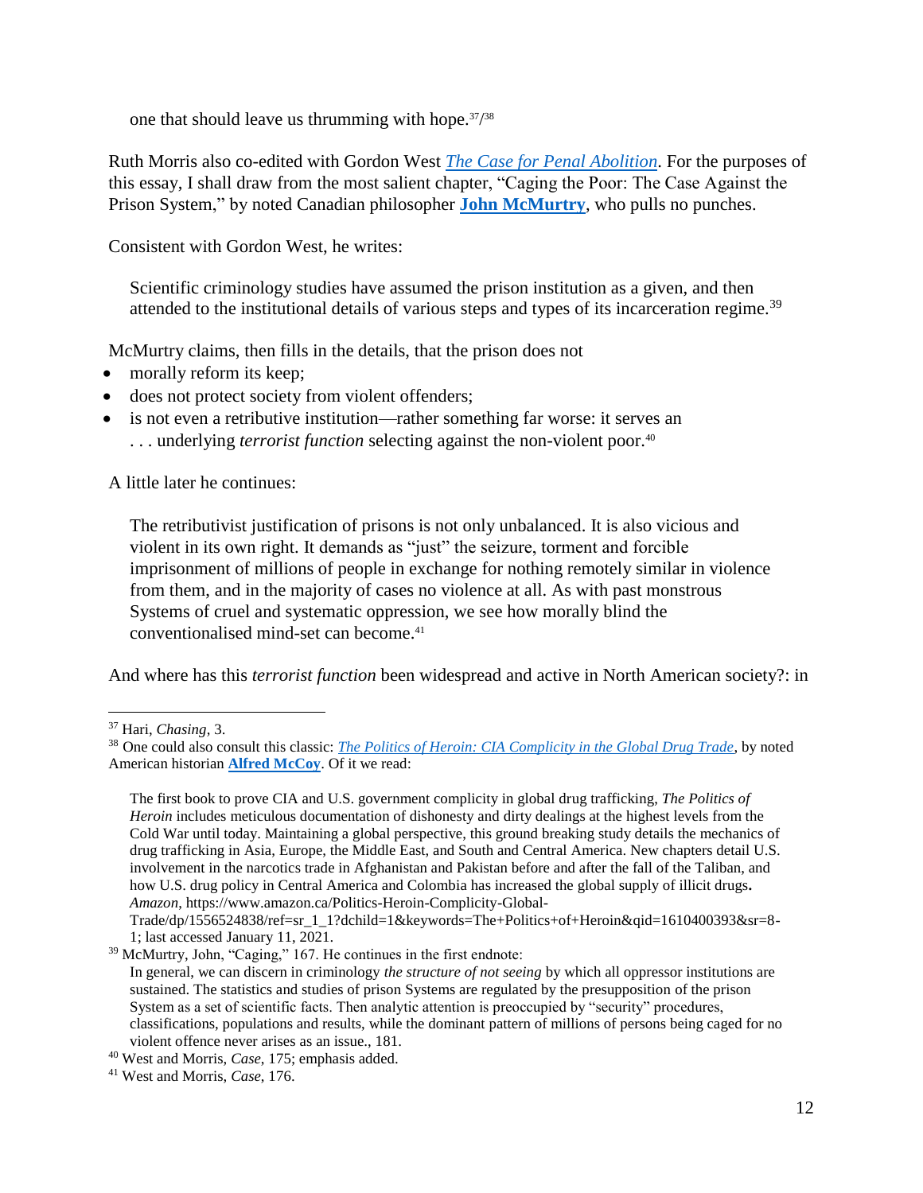one that should leave us thrumming with hope.[37]/[38]

Ruth Morris also co-edited with Gordon West *The Case for Penal Abolition*. For the purposes of this essay, I shall draw from the most salient chapter, "Caging the Poor: The Case Against the Prison System," by noted Canadian philosopher **John McMurtry**, who pulls no punches.

Consistent with Gordon West, he writes:

> Scientific criminology studies have assumed the prison institution as a given, and then attended to the institutional details of various steps and types of its incarceration regime.[39]

McMurtry claims, then fills in the details, that the prison does not

- morally reform its keep;
- does not protect society from violent offenders;
- is not even a retributive institution—rather something far worse: it serves an . . . underlying *terrorist function* selecting against the non-violent poor.[40]

A little later he continues:

> The retributivist justification of prisons is not only unbalanced. It is also vicious and violent in its own right. It demands as "just" the seizure, torment and forcible imprisonment of millions of people in exchange for nothing remotely similar in violence from them, and in the majority of cases no violence at all. As with past monstrous Systems of cruel and systematic oppression, we see how morally blind the conventionalised mind-set can become.[41]

And where has this *terrorist function* been widespread and active in North American society?: in

---

[37] Hari, *Chasing*, 3.

[38] One could also consult this classic: *The Politics of Heroin: CIA Complicity in the Global Drug Trade*, by noted American historian **Alfred McCoy**. Of it we read:

> The first book to prove CIA and U.S. government complicity in global drug trafficking, *The Politics of Heroin* includes meticulous documentation of dishonesty and dirty dealings at the highest levels from the Cold War until today. Maintaining a global perspective, this ground breaking study details the mechanics of drug trafficking in Asia, Europe, the Middle East, and South and Central America. New chapters detail U.S. involvement in the narcotics trade in Afghanistan and Pakistan before and after the fall of the Taliban, and how U.S. drug policy in Central America and Colombia has increased the global supply of illicit drugs**.** *Amazon*, https://www.amazon.ca/Politics-Heroin-Complicity-Global-Trade/dp/1556524838/ref=sr_1_1?dchild=1&keywords=The+Politics+of+Heroin&qid=1610400393&sr=8-1; last accessed January 11, 2021.

[39] McMurtry, John, "Caging," 167. He continues in the first endnote:

> In general, we can discern in criminology *the structure of not seeing* by which all oppressor institutions are sustained. The statistics and studies of prison Systems are regulated by the presupposition of the prison System as a set of scientific facts. Then analytic attention is preoccupied by "security" procedures, classifications, populations and results, while the dominant pattern of millions of persons being caged for no violent offence never arises as an issue., 181.

[40] West and Morris, *Case*, 175; emphasis added.

[41] West and Morris, *Case*, 176.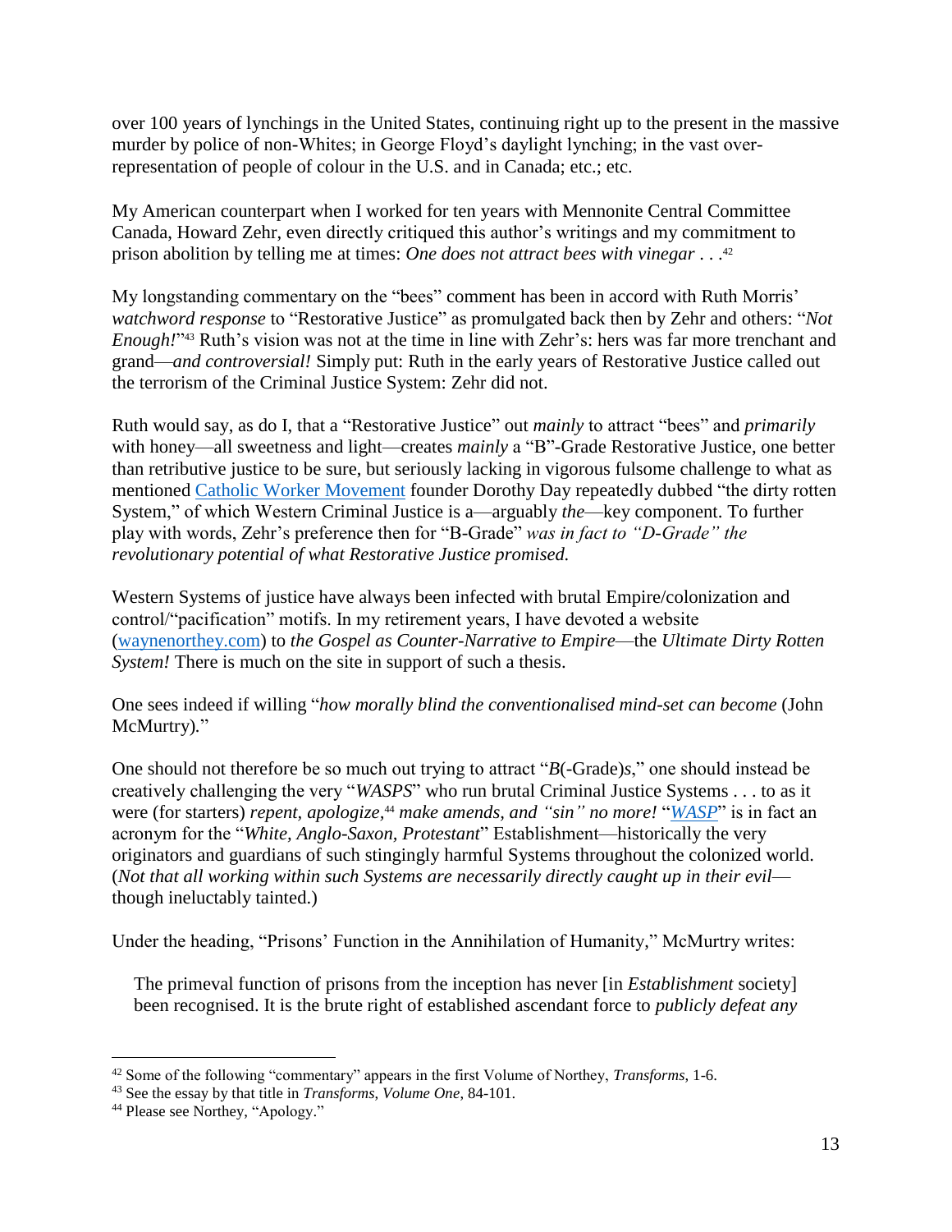over 100 years of lynchings in the United States, continuing right up to the present in the massive murder by police of non-Whites; in George Floyd's daylight lynching; in the vast over-representation of people of colour in the U.S. and in Canada; etc.; etc.

My American counterpart when I worked for ten years with Mennonite Central Committee Canada, Howard Zehr, even directly critiqued this author's writings and my commitment to prison abolition by telling me at times: *One does not attract bees with vinegar . . .*[42]

My longstanding commentary on the "bees" comment has been in accord with Ruth Morris' *watchword response* to "Restorative Justice" as promulgated back then by Zehr and others: "*Not Enough!*"[43] Ruth's vision was not at the time in line with Zehr's: hers was far more trenchant and grand—*and controversial!* Simply put: Ruth in the early years of Restorative Justice called out the terrorism of the Criminal Justice System: Zehr did not.

Ruth would say, as do I, that a "Restorative Justice" out *mainly* to attract "bees" and *primarily* with honey—all sweetness and light—creates *mainly* a "B"-Grade Restorative Justice, one better than retributive justice to be sure, but seriously lacking in vigorous fulsome challenge to what as mentioned [Catholic Worker Movement](#) founder Dorothy Day repeatedly dubbed "the dirty rotten System," of which Western Criminal Justice is a—arguably *the*—key component. To further play with words, Zehr's preference then for "B-Grade" *was in fact to "D-Grade" the revolutionary potential of what Restorative Justice promised.*

Western Systems of justice have always been infected with brutal Empire/colonization and control/"pacification" motifs. In my retirement years, I have devoted a website ([waynenorthey.com](#)) to *the Gospel as Counter-Narrative to Empire*—the *Ultimate Dirty Rotten System!* There is much on the site in support of such a thesis.

One sees indeed if willing "*how morally blind the conventionalised mind-set can become* (John McMurtry)."

One should not therefore be so much out trying to attract "*B*(-Grade)*s*," one should instead be creatively challenging the very "*WASPS*" who run brutal Criminal Justice Systems . . . to as it were (for starters) *repent, apologize,*[44] *make amends, and "sin" no more!* "[*WASP*](#)" is in fact an acronym for the "*White, Anglo-Saxon, Protestant*" Establishment—historically the very originators and guardians of such stingingly harmful Systems throughout the colonized world. (*Not that all working within such Systems are necessarily directly caught up in their evil*—though ineluctably tainted.)

Under the heading, "Prisons' Function in the Annihilation of Humanity," McMurtry writes:

> The primeval function of prisons from the inception has never [in *Establishment* society] been recognised. It is the brute right of established ascendant force to *publicly defeat any*

---

[42] Some of the following "commentary" appears in the first Volume of Northey, *Transforms*, 1-6.

[43] See the essay by that title in *Transforms, Volume One,* 84-101.

[44] Please see Northey, "Apology."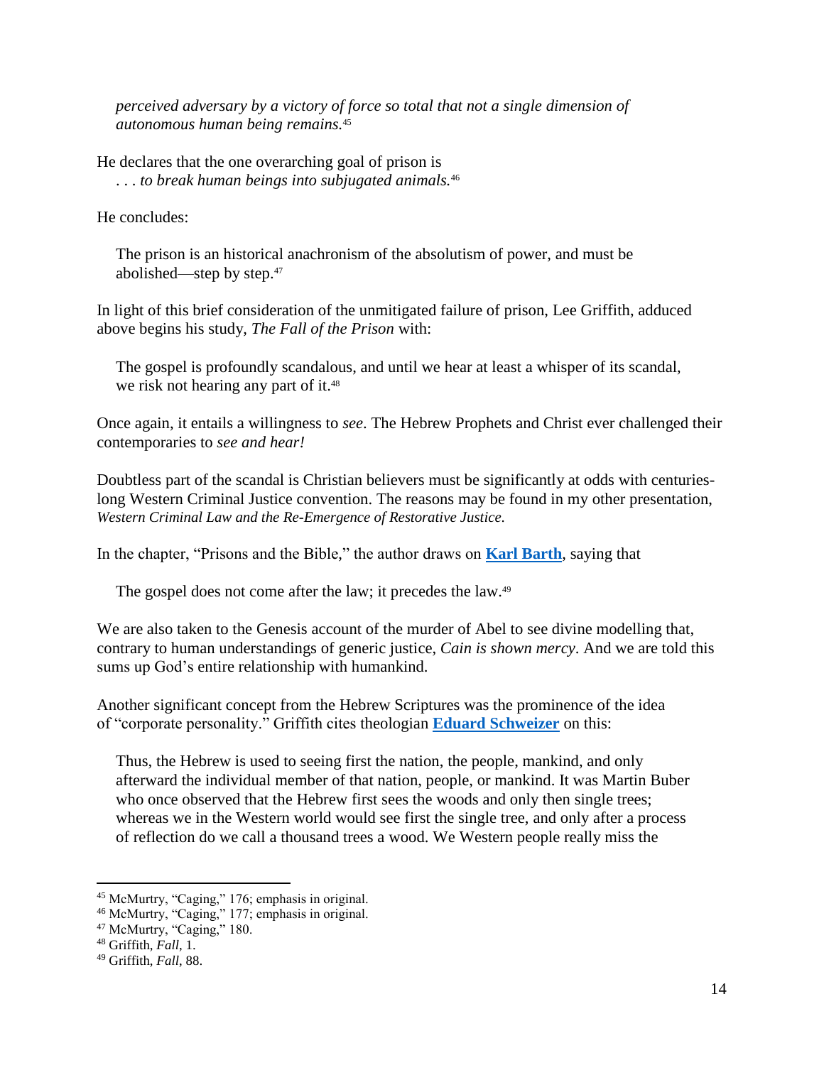> *perceived adversary by a victory of force so total that not a single dimension of autonomous human being remains.*[45]

He declares that the one overarching goal of prison is
> . . . *to break human beings into subjugated animals.*[46]

He concludes:

> The prison is an historical anachronism of the absolutism of power, and must be abolished—step by step.[47]

In light of this brief consideration of the unmitigated failure of prison, Lee Griffith, adduced above begins his study, *The Fall of the Prison* with:

> The gospel is profoundly scandalous, and until we hear at least a whisper of its scandal, we risk not hearing any part of it.[48]

Once again, it entails a willingness to *see*. The Hebrew Prophets and Christ ever challenged their contemporaries to *see and hear!*

Doubtless part of the scandal is Christian believers must be significantly at odds with centuries-long Western Criminal Justice convention. The reasons may be found in my other presentation, *Western Criminal Law and the Re-Emergence of Restorative Justice.*

In the chapter, "Prisons and the Bible," the author draws on **Karl Barth**, saying that

> The gospel does not come after the law; it precedes the law.[49]

We are also taken to the Genesis account of the murder of Abel to see divine modelling that, contrary to human understandings of generic justice, *Cain is shown mercy*. And we are told this sums up God's entire relationship with humankind.

Another significant concept from the Hebrew Scriptures was the prominence of the idea of "corporate personality." Griffith cites theologian **Eduard Schweizer** on this:

> Thus, the Hebrew is used to seeing first the nation, the people, mankind, and only afterward the individual member of that nation, people, or mankind. It was Martin Buber who once observed that the Hebrew first sees the woods and only then single trees; whereas we in the Western world would see first the single tree, and only after a process of reflection do we call a thousand trees a wood. We Western people really miss the

---

[45] McMurtry, "Caging," 176; emphasis in original.
[46] McMurtry, "Caging," 177; emphasis in original.
[47] McMurtry, "Caging," 180.
[48] Griffith, *Fall*, 1.
[49] Griffith, *Fall*, 88.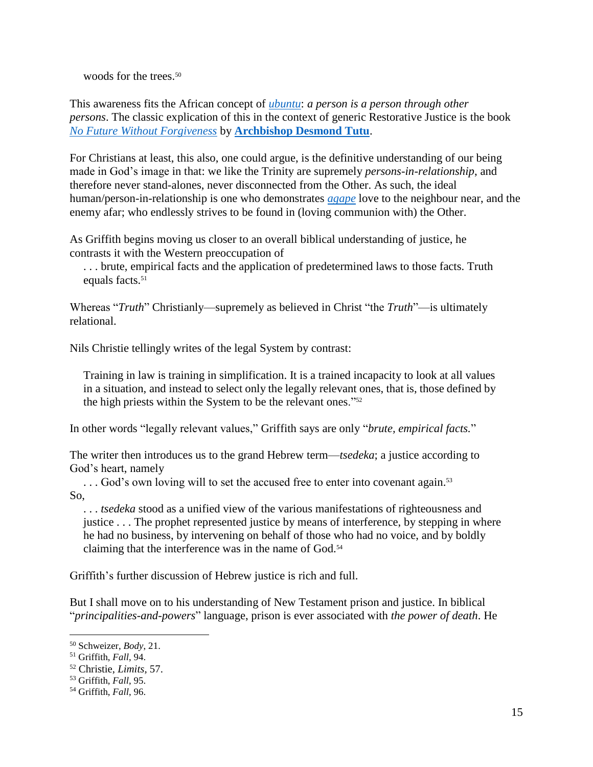woods for the trees.[50]

This awareness fits the African concept of *ubuntu*: *a person is a person through other persons*. The classic explication of this in the context of generic Restorative Justice is the book *No Future Without Forgiveness* by **Archbishop Desmond Tutu**.

For Christians at least, this also, one could argue, is the definitive understanding of our being made in God's image in that: we like the Trinity are supremely *persons-in-relationship*, and therefore never stand-alones, never disconnected from the Other. As such, the ideal human/person-in-relationship is one who demonstrates *agape* love to the neighbour near, and the enemy afar; who endlessly strives to be found in (loving communion with) the Other.

As Griffith begins moving us closer to an overall biblical understanding of justice, he contrasts it with the Western preoccupation of

> . . . brute, empirical facts and the application of predetermined laws to those facts. Truth equals facts.[51]

Whereas "*Truth*" Christianly—supremely as believed in Christ "the *Truth*"—is ultimately relational.

Nils Christie tellingly writes of the legal System by contrast:

> Training in law is training in simplification. It is a trained incapacity to look at all values in a situation, and instead to select only the legally relevant ones, that is, those defined by the high priests within the System to be the relevant ones."[52]

In other words "legally relevant values," Griffith says are only "*brute, empirical facts.*"

The writer then introduces us to the grand Hebrew term—*tsedeka*; a justice according to God's heart, namely

> . . . God's own loving will to set the accused free to enter into covenant again.[53]

So,

> . . . *tsedeka* stood as a unified view of the various manifestations of righteousness and justice . . . The prophet represented justice by means of interference, by stepping in where he had no business, by intervening on behalf of those who had no voice, and by boldly claiming that the interference was in the name of God.[54]

Griffith's further discussion of Hebrew justice is rich and full.

But I shall move on to his understanding of New Testament prison and justice. In biblical "*principalities-and-powers*" language, prison is ever associated with *the power of death*. He

---

[50] Schweizer, *Body*, 21.
[51] Griffith, *Fall*, 94.
[52] Christie, *Limits*, 57.
[53] Griffith, *Fall*, 95.
[54] Griffith, *Fall*, 96.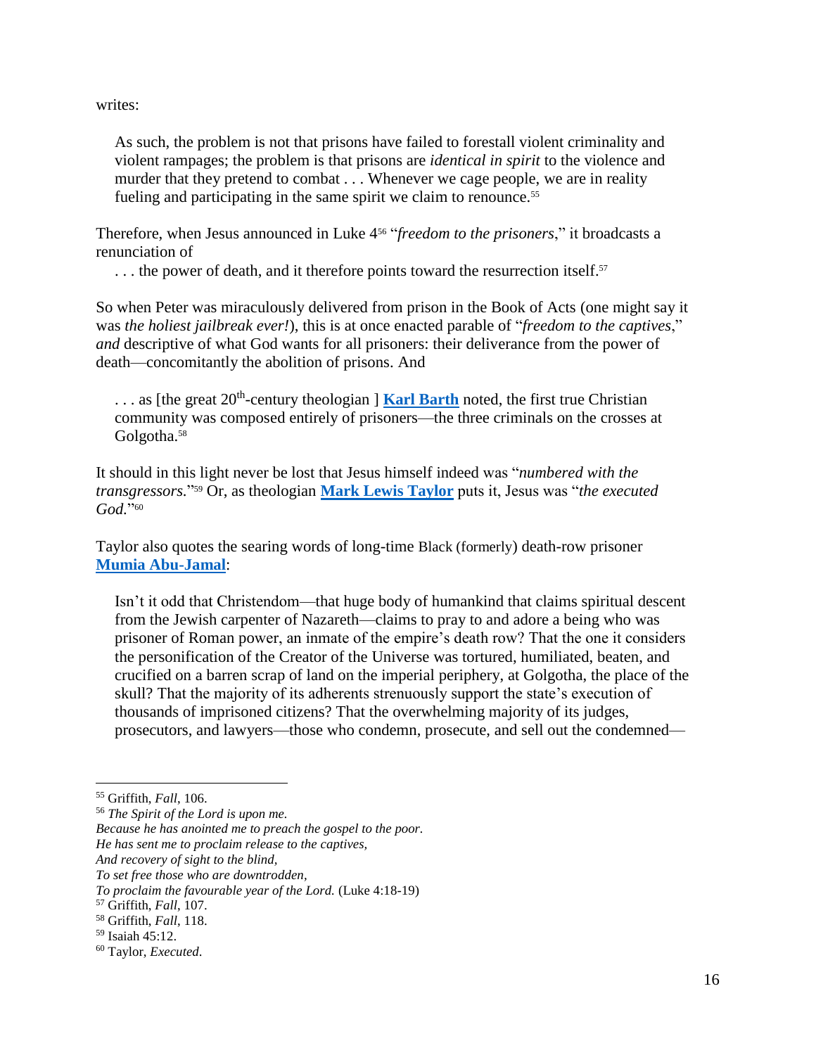writes:

> As such, the problem is not that prisons have failed to forestall violent criminality and violent rampages; the problem is that prisons are *identical in spirit* to the violence and murder that they pretend to combat . . . Whenever we cage people, we are in reality fueling and participating in the same spirit we claim to renounce.[55]

Therefore, when Jesus announced in Luke 4[56] "*freedom to the prisoners*," it broadcasts a renunciation of

> . . . the power of death, and it therefore points toward the resurrection itself.[57]

So when Peter was miraculously delivered from prison in the Book of Acts (one might say it was *the holiest jailbreak ever!*), this is at once enacted parable of "*freedom to the captives*," *and* descriptive of what God wants for all prisoners: their deliverance from the power of death—concomitantly the abolition of prisons. And

> . . . as [the great 20th-century theologian ] **Karl Barth** noted, the first true Christian community was composed entirely of prisoners—the three criminals on the crosses at Golgotha.[58]

It should in this light never be lost that Jesus himself indeed was "*numbered with the transgressors.*"[59] Or, as theologian **Mark Lewis Taylor** puts it, Jesus was "*the executed God.*"[60]

Taylor also quotes the searing words of long-time Black (formerly) death-row prisoner **Mumia Abu-Jamal**:

> Isn't it odd that Christendom—that huge body of humankind that claims spiritual descent from the Jewish carpenter of Nazareth—claims to pray to and adore a being who was prisoner of Roman power, an inmate of the empire's death row? That the one it considers the personification of the Creator of the Universe was tortured, humiliated, beaten, and crucified on a barren scrap of land on the imperial periphery, at Golgotha, the place of the skull? That the majority of its adherents strenuously support the state's execution of thousands of imprisoned citizens? That the overwhelming majority of its judges, prosecutors, and lawyers—those who condemn, prosecute, and sell out the condemned—

---

[55] Griffith, *Fall*, 106.

[56] *The Spirit of the Lord is upon me.*
*Because he has anointed me to preach the gospel to the poor.*
*He has sent me to proclaim release to the captives,*
*And recovery of sight to the blind,*
*To set free those who are downtrodden,*
*To proclaim the favourable year of the Lord.* (Luke 4:18-19)

[57] Griffith, *Fall*, 107.

[58] Griffith, *Fall*, 118.

[59] Isaiah 45:12.

[60] Taylor, *Executed.*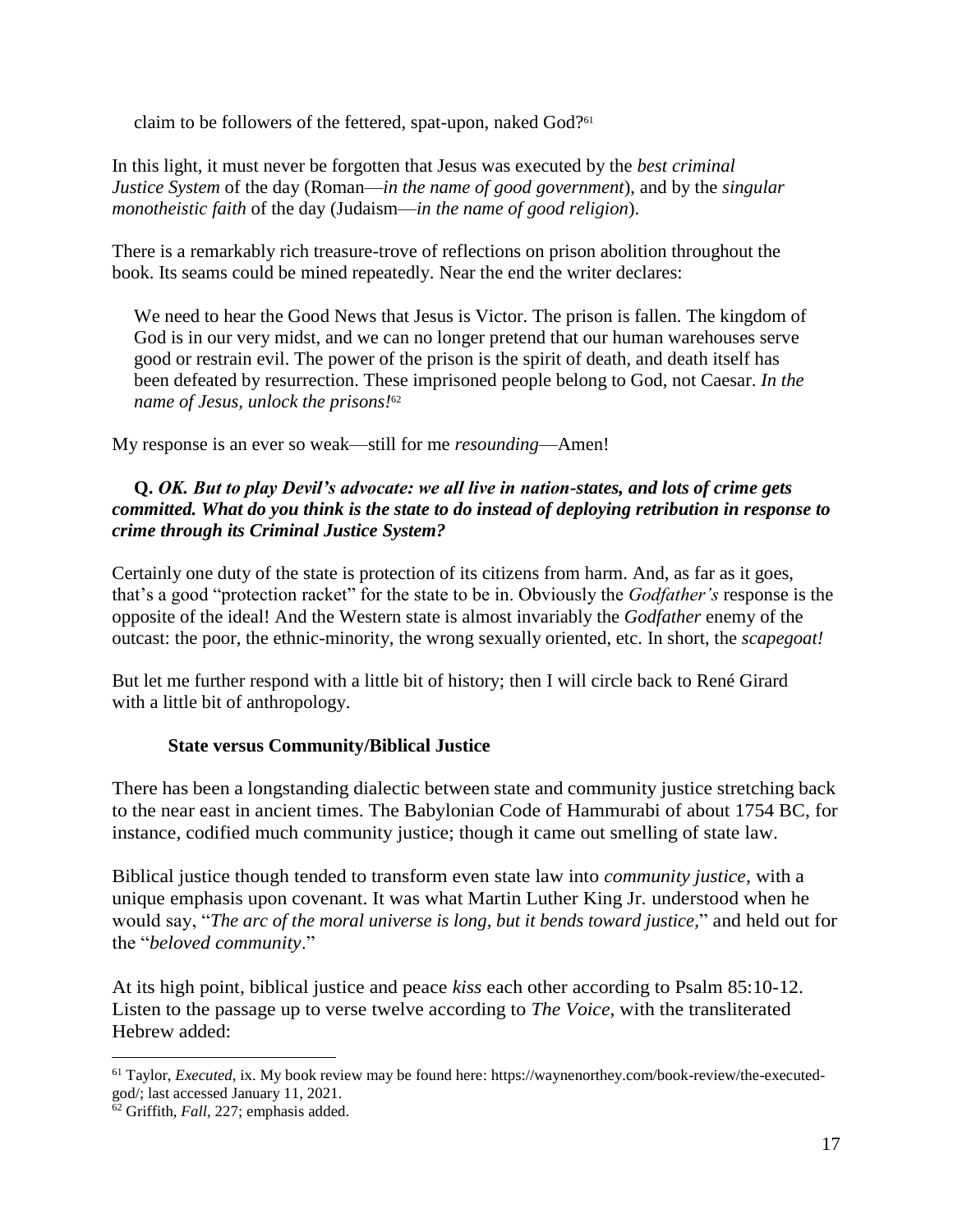claim to be followers of the fettered, spat-upon, naked God?[61]

In this light, it must never be forgotten that Jesus was executed by the *best criminal Justice System* of the day (Roman—*in the name of good government*), and by the *singular monotheistic faith* of the day (Judaism—*in the name of good religion*).

There is a remarkably rich treasure-trove of reflections on prison abolition throughout the book. Its seams could be mined repeatedly. Near the end the writer declares:

> We need to hear the Good News that Jesus is Victor. The prison is fallen. The kingdom of God is in our very midst, and we can no longer pretend that our human warehouses serve good or restrain evil. The power of the prison is the spirit of death, and death itself has been defeated by resurrection. These imprisoned people belong to God, not Caesar. *In the name of Jesus, unlock the prisons!*[62]

My response is an ever so weak—still for me *resounding*—Amen!

**Q.** ***OK. But to play Devil's advocate: we all live in nation-states, and lots of crime gets committed. What do you think is the state to do instead of deploying retribution in response to crime through its Criminal Justice System?***

Certainly one duty of the state is protection of its citizens from harm. And, as far as it goes, that's a good "protection racket" for the state to be in. Obviously the *Godfather's* response is the opposite of the ideal! And the Western state is almost invariably the *Godfather* enemy of the outcast: the poor, the ethnic-minority, the wrong sexually oriented, etc. In short, the *scapegoat!*

But let me further respond with a little bit of history; then I will circle back to René Girard with a little bit of anthropology.

### State versus Community/Biblical Justice

There has been a longstanding dialectic between state and community justice stretching back to the near east in ancient times. The Babylonian Code of Hammurabi of about 1754 BC, for instance, codified much community justice; though it came out smelling of state law.

Biblical justice though tended to transform even state law into *community justice*, with a unique emphasis upon covenant. It was what Martin Luther King Jr. understood when he would say, "*The arc of the moral universe is long, but it bends toward justice*," and held out for the "*beloved community*."

At its high point, biblical justice and peace *kiss* each other according to Psalm 85:10-12. Listen to the passage up to verse twelve according to *The Voice*, with the transliterated Hebrew added:

---

[61] Taylor, *Executed*, ix. My book review may be found here: https://waynenorthey.com/book-review/the-executed-god/; last accessed January 11, 2021.

[62] Griffith, *Fall*, 227; emphasis added.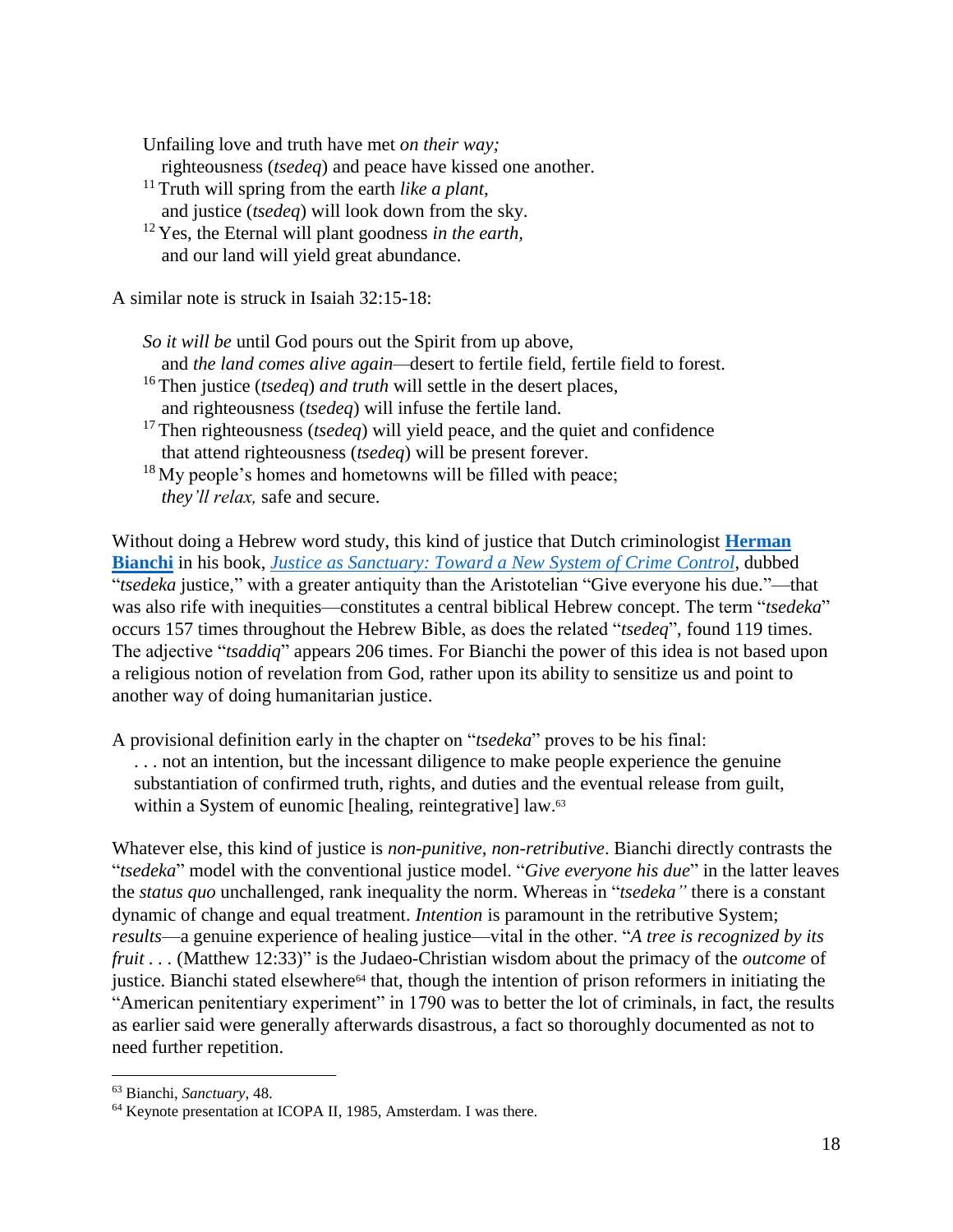Unfailing love and truth have met *on their way;*
righteousness (*tsedeq*) and peace have kissed one another.
[11] Truth will spring from the earth *like a plant*,
and justice (*tsedeq*) will look down from the sky.
[12] Yes, the Eternal will plant goodness *in the earth*,
and our land will yield great abundance.

A similar note is struck in Isaiah 32:15-18:

*So it will be* until God pours out the Spirit from up above,
and *the land comes alive again*—desert to fertile field, fertile field to forest.
[16] Then justice (*tsedeq*) *and truth* will settle in the desert places,
and righteousness (*tsedeq*) will infuse the fertile land.
[17] Then righteousness (*tsedeq*) will yield peace, and the quiet and confidence
that attend righteousness (*tsedeq*) will be present forever.
[18] My people's homes and hometowns will be filled with peace;
*they'll relax,* safe and secure.

Without doing a Hebrew word study, this kind of justice that Dutch criminologist **Herman Bianchi** in his book, *Justice as Sanctuary: Toward a New System of Crime Control*, dubbed "*tsedeka* justice," with a greater antiquity than the Aristotelian "Give everyone his due."—that was also rife with inequities—constitutes a central biblical Hebrew concept. The term "*tsedeka*" occurs 157 times throughout the Hebrew Bible, as does the related "*tsedeq*", found 119 times. The adjective "*tsaddiq*" appears 206 times. For Bianchi the power of this idea is not based upon a religious notion of revelation from God, rather upon its ability to sensitize us and point to another way of doing humanitarian justice.

A provisional definition early in the chapter on "*tsedeka*" proves to be his final:

> . . . not an intention, but the incessant diligence to make people experience the genuine substantiation of confirmed truth, rights, and duties and the eventual release from guilt, within a System of eunomic [healing, reintegrative] law.[63]

Whatever else, this kind of justice is *non-punitive, non-retributive*. Bianchi directly contrasts the "*tsedeka*" model with the conventional justice model. "*Give everyone his due*" in the latter leaves the *status quo* unchallenged, rank inequality the norm. Whereas in "*tsedeka"* there is a constant dynamic of change and equal treatment. *Intention* is paramount in the retributive System; *results*—a genuine experience of healing justice—vital in the other. "*A tree is recognized by its fruit . . .* (Matthew 12:33)" is the Judaeo-Christian wisdom about the primacy of the *outcome* of justice. Bianchi stated elsewhere[64] that, though the intention of prison reformers in initiating the "American penitentiary experiment" in 1790 was to better the lot of criminals, in fact, the results as earlier said were generally afterwards disastrous, a fact so thoroughly documented as not to need further repetition.

---

[63] Bianchi, *Sanctuary*, 48.

[64] Keynote presentation at ICOPA II, 1985, Amsterdam. I was there.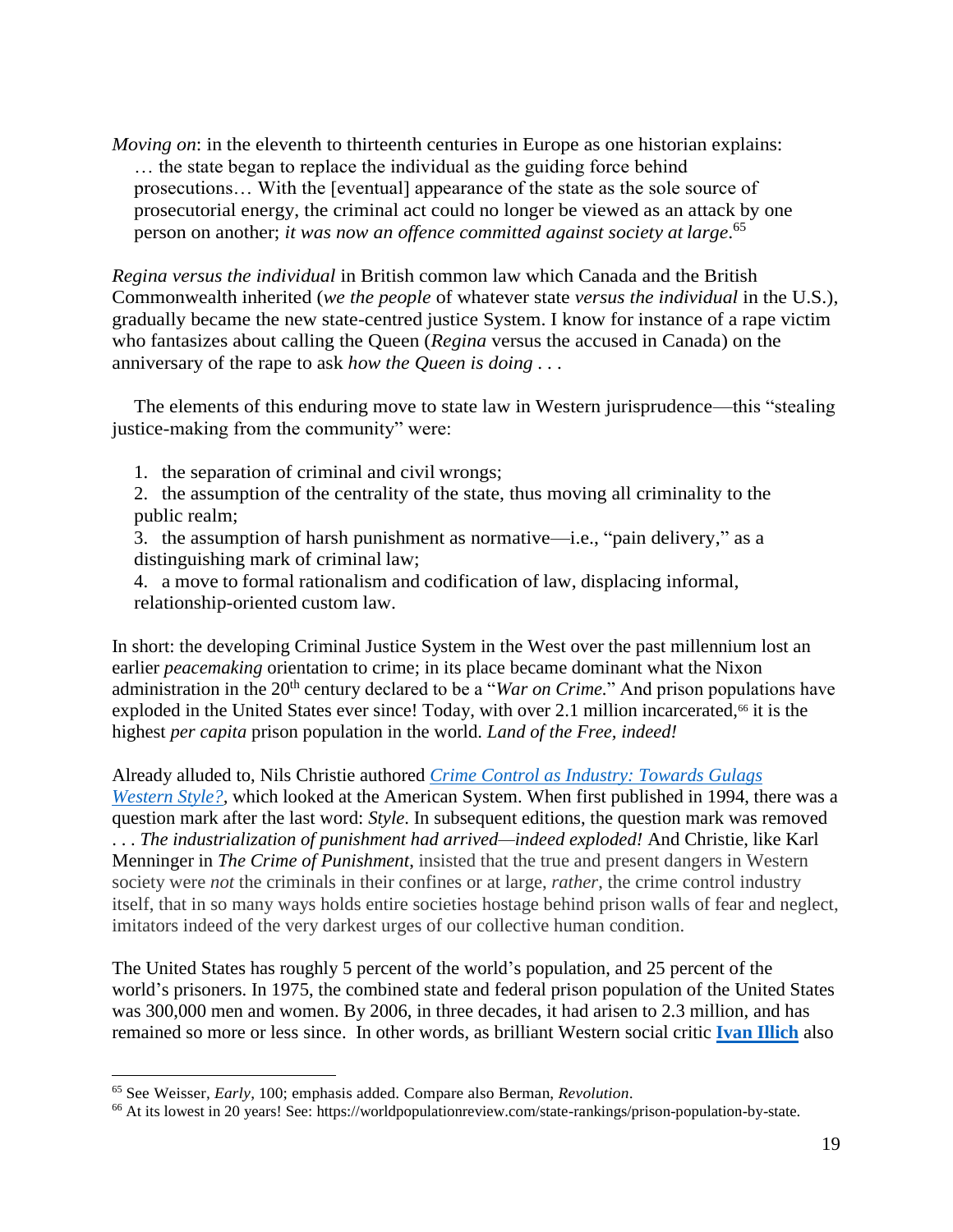*Moving on*: in the eleventh to thirteenth centuries in Europe as one historian explains:

> … the state began to replace the individual as the guiding force behind prosecutions… With the [eventual] appearance of the state as the sole source of prosecutorial energy, the criminal act could no longer be viewed as an attack by one person on another; *it was now an offence committed against society at large*.[65]

*Regina versus the individual* in British common law which Canada and the British Commonwealth inherited (*we the people* of whatever state *versus the individual* in the U.S.), gradually became the new state-centred justice System. I know for instance of a rape victim who fantasizes about calling the Queen (*Regina* versus the accused in Canada) on the anniversary of the rape to ask *how the Queen is doing* . . .

The elements of this enduring move to state law in Western jurisprudence—this "stealing justice-making from the community" were:

1. the separation of criminal and civil wrongs;
2. the assumption of the centrality of the state, thus moving all criminality to the public realm;
3. the assumption of harsh punishment as normative—i.e., "pain delivery," as a distinguishing mark of criminal law;
4. a move to formal rationalism and codification of law, displacing informal, relationship-oriented custom law.

In short: the developing Criminal Justice System in the West over the past millennium lost an earlier *peacemaking* orientation to crime; in its place became dominant what the Nixon administration in the 20th century declared to be a "*War on Crime.*" And prison populations have exploded in the United States ever since! Today, with over 2.1 million incarcerated,[66] it is the highest *per capita* prison population in the world. *Land of the Free, indeed!*

Already alluded to, Nils Christie authored *Crime Control as Industry: Towards Gulags Western Style?*, which looked at the American System. When first published in 1994, there was a question mark after the last word: *Style*. In subsequent editions, the question mark was removed . . . *The industrialization of punishment had arrived—indeed exploded!* And Christie, like Karl Menninger in *The Crime of Punishment*, insisted that the true and present dangers in Western society were *not* the criminals in their confines or at large, *rather*, the crime control industry itself, that in so many ways holds entire societies hostage behind prison walls of fear and neglect, imitators indeed of the very darkest urges of our collective human condition.

The United States has roughly 5 percent of the world's population, and 25 percent of the world's prisoners. In 1975, the combined state and federal prison population of the United States was 300,000 men and women. By 2006, in three decades, it had arisen to 2.3 million, and has remained so more or less since. In other words, as brilliant Western social critic **Ivan Illich** also

---

[65] See Weisser, *Early*, 100; emphasis added. Compare also Berman, *Revolution*.

[66] At its lowest in 20 years! See: https://worldpopulationreview.com/state-rankings/prison-population-by-state.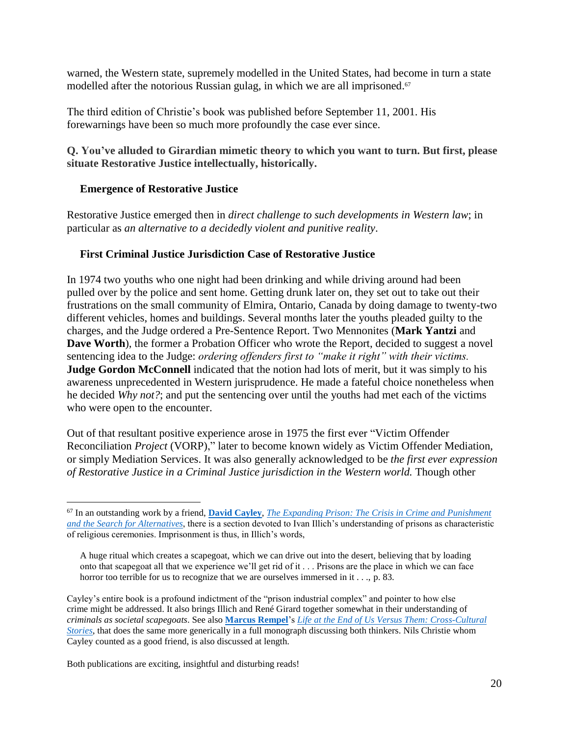warned, the Western state, supremely modelled in the United States, had become in turn a state modelled after the notorious Russian gulag, in which we are all imprisoned.[67]

The third edition of Christie's book was published before September 11, 2001. His forewarnings have been so much more profoundly the case ever since.

**Q. You've alluded to Girardian mimetic theory to which you want to turn. But first, please situate Restorative Justice intellectually, historically.**

### Emergence of Restorative Justice

Restorative Justice emerged then in *direct challenge to such developments in Western law*; in particular as *an alternative to a decidedly violent and punitive reality*.

### First Criminal Justice Jurisdiction Case of Restorative Justice

In 1974 two youths who one night had been drinking and while driving around had been pulled over by the police and sent home. Getting drunk later on, they set out to take out their frustrations on the small community of Elmira, Ontario, Canada by doing damage to twenty-two different vehicles, homes and buildings. Several months later the youths pleaded guilty to the charges, and the Judge ordered a Pre-Sentence Report. Two Mennonites (**Mark Yantzi** and **Dave Worth**), the former a Probation Officer who wrote the Report, decided to suggest a novel sentencing idea to the Judge: *ordering offenders first to "make it right" with their victims.* **Judge Gordon McConnell** indicated that the notion had lots of merit, but it was simply to his awareness unprecedented in Western jurisprudence. He made a fateful choice nonetheless when he decided *Why not?*; and put the sentencing over until the youths had met each of the victims who were open to the encounter.

Out of that resultant positive experience arose in 1975 the first ever "Victim Offender Reconciliation *Project* (VORP)," later to become known widely as Victim Offender Mediation, or simply Mediation Services. It was also generally acknowledged to be *the first ever expression of Restorative Justice in a Criminal Justice jurisdiction in the Western world.* Though other

---

[67] In an outstanding work by a friend, **David Cayley**, *The Expanding Prison: The Crisis in Crime and Punishment and the Search for Alternatives*, there is a section devoted to Ivan Illich's understanding of prisons as characteristic of religious ceremonies. Imprisonment is thus, in Illich's words,

> A huge ritual which creates a scapegoat, which we can drive out into the desert, believing that by loading onto that scapegoat all that we experience we'll get rid of it . . . Prisons are the place in which we can face horror too terrible for us to recognize that we are ourselves immersed in it . . ., p. 83.

Cayley's entire book is a profound indictment of the "prison industrial complex" and pointer to how else crime might be addressed. It also brings Illich and René Girard together somewhat in their understanding of *criminals as societal scapegoats*. See also **Marcus Rempel**'s *Life at the End of Us Versus Them: Cross-Cultural Stories*, that does the same more generically in a full monograph discussing both thinkers. Nils Christie whom Cayley counted as a good friend, is also discussed at length.

Both publications are exciting, insightful and disturbing reads!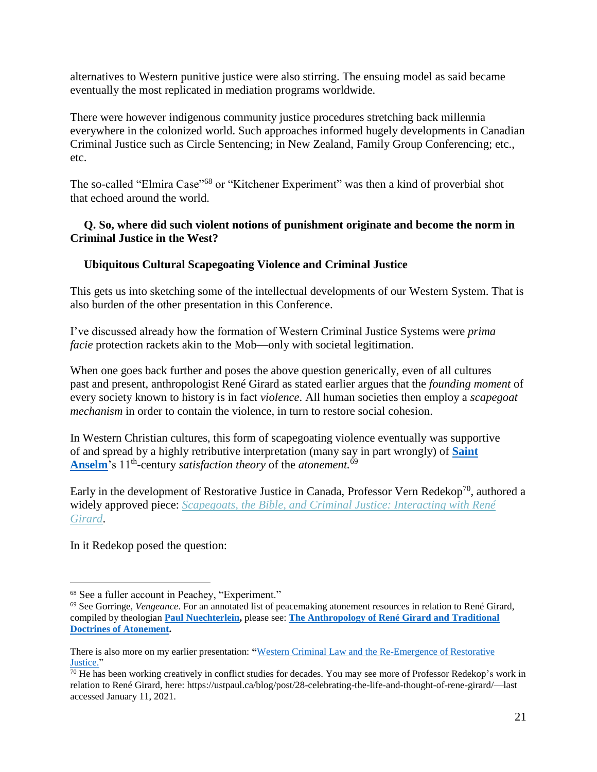alternatives to Western punitive justice were also stirring. The ensuing model as said became eventually the most replicated in mediation programs worldwide.

There were however indigenous community justice procedures stretching back millennia everywhere in the colonized world. Such approaches informed hugely developments in Canadian Criminal Justice such as Circle Sentencing; in New Zealand, Family Group Conferencing; etc., etc.

The so-called "Elmira Case"[68] or "Kitchener Experiment" was then a kind of proverbial shot that echoed around the world.

**Q. So, where did such violent notions of punishment originate and become the norm in Criminal Justice in the West?**

**Ubiquitous Cultural Scapegoating Violence and Criminal Justice**

This gets us into sketching some of the intellectual developments of our Western System. That is also burden of the other presentation in this Conference.

I've discussed already how the formation of Western Criminal Justice Systems were *prima facie* protection rackets akin to the Mob—only with societal legitimation.

When one goes back further and poses the above question generically, even of all cultures past and present, anthropologist René Girard as stated earlier argues that the *founding moment* of every society known to history is in fact *violence*. All human societies then employ a *scapegoat mechanism* in order to contain the violence, in turn to restore social cohesion.

In Western Christian cultures, this form of scapegoating violence eventually was supportive of and spread by a highly retributive interpretation (many say in part wrongly) of **Saint Anselm**'s 11th-century *satisfaction theory* of the *atonement.*[69]

Early in the development of Restorative Justice in Canada, Professor Vern Redekop[70], authored a widely approved piece: *Scapegoats, the Bible, and Criminal Justice: Interacting with René Girard*.

In it Redekop posed the question:

---

[68] See a fuller account in Peachey, "Experiment."

[69] See Gorringe, *Vengeance*. For an annotated list of peacemaking atonement resources in relation to René Girard, compiled by theologian **Paul Nuechterlein,** please see: **The Anthropology of René Girard and Traditional Doctrines of Atonement.**

There is also more on my earlier presentation: **"**Western Criminal Law and the Re-Emergence of Restorative Justice."

[70] He has been working creatively in conflict studies for decades. You may see more of Professor Redekop's work in relation to René Girard, here: https://ustpaul.ca/blog/post/28-celebrating-the-life-and-thought-of-rene-girard/—last accessed January 11, 2021.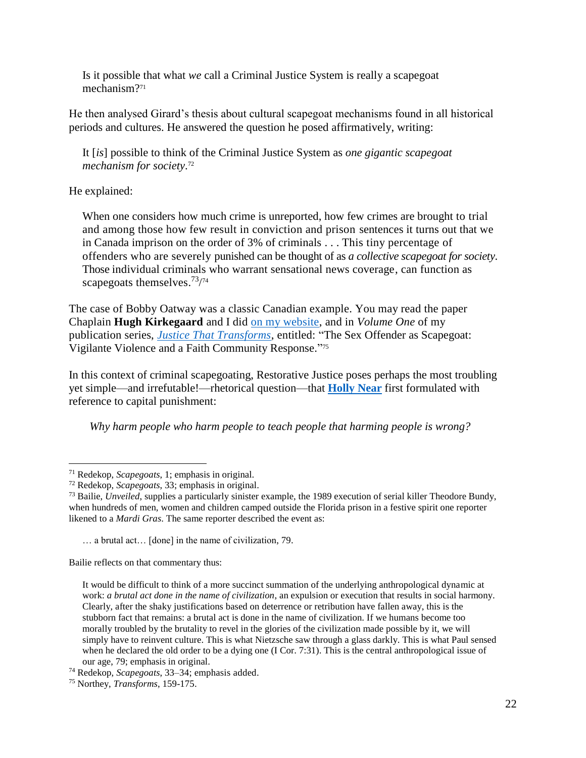> Is it possible that what *we* call a Criminal Justice System is really a scapegoat mechanism?[71]

He then analysed Girard's thesis about cultural scapegoat mechanisms found in all historical periods and cultures. He answered the question he posed affirmatively, writing:

> It [*is*] possible to think of the Criminal Justice System as *one gigantic scapegoat mechanism for society*.[72]

He explained:

> When one considers how much crime is unreported, how few crimes are brought to trial and among those how few result in conviction and prison sentences it turns out that we in Canada imprison on the order of 3% of criminals . . . This tiny percentage of offenders who are severely punished can be thought of as *a collective scapegoat for society.* Those individual criminals who warrant sensational news coverage, can function as scapegoats themselves.[73]/[74]

The case of Bobby Oatway was a classic Canadian example. You may read the paper Chaplain **Hugh Kirkegaard** and I did on my website, and in *Volume One* of my publication series, *Justice That Transforms*, entitled: "The Sex Offender as Scapegoat: Vigilante Violence and a Faith Community Response."[75]

In this context of criminal scapegoating, Restorative Justice poses perhaps the most troubling yet simple—and irrefutable!—rhetorical question—that **Holly Near** first formulated with reference to capital punishment:

> *Why harm people who harm people to teach people that harming people is wrong?*

---

[71] Redekop, *Scapegoats*, 1; emphasis in original.

[72] Redekop, *Scapegoats*, 33; emphasis in original.

[73] Bailie, *Unveiled*, supplies a particularly sinister example, the 1989 execution of serial killer Theodore Bundy, when hundreds of men, women and children camped outside the Florida prison in a festive spirit one reporter likened to a *Mardi Gras*. The same reporter described the event as:

> … a brutal act… [done] in the name of civilization, 79.

Bailie reflects on that commentary thus:

> It would be difficult to think of a more succinct summation of the underlying anthropological dynamic at work: *a brutal act done in the name of civilization*, an expulsion or execution that results in social harmony. Clearly, after the shaky justifications based on deterrence or retribution have fallen away, this is the stubborn fact that remains: a brutal act is done in the name of civilization. If we humans become too morally troubled by the brutality to revel in the glories of the civilization made possible by it, we will simply have to reinvent culture. This is what Nietzsche saw through a glass darkly. This is what Paul sensed when he declared the old order to be a dying one (I Cor. 7:31). This is the central anthropological issue of our age, 79; emphasis in original.

[74] Redekop, *Scapegoats*, 33–34; emphasis added.

[75] Northey, *Transforms*, 159-175.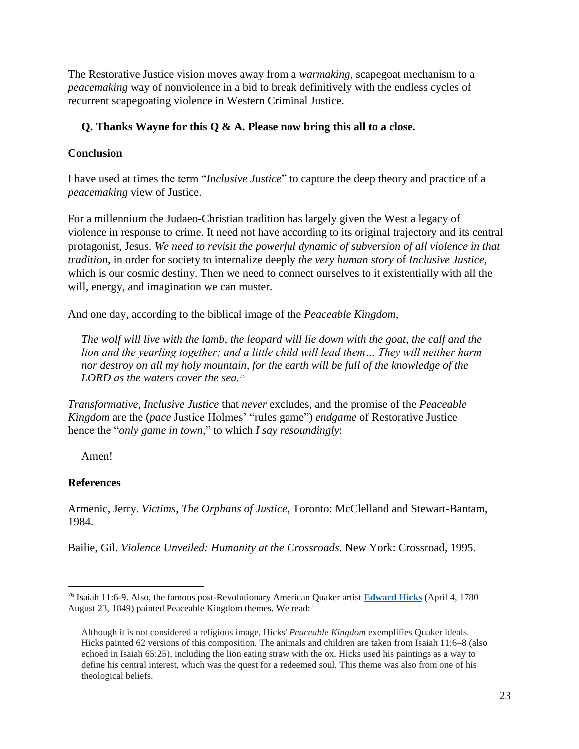The Restorative Justice vision moves away from a *warmaking*, scapegoat mechanism to a *peacemaking* way of nonviolence in a bid to break definitively with the endless cycles of recurrent scapegoating violence in Western Criminal Justice.

**Q. Thanks Wayne for this Q & A. Please now bring this all to a close.**

### Conclusion

I have used at times the term "*Inclusive Justice*" to capture the deep theory and practice of a *peacemaking* view of Justice.

For a millennium the Judaeo-Christian tradition has largely given the West a legacy of violence in response to crime. It need not have according to its original trajectory and its central protagonist, Jesus. *We need to revisit the powerful dynamic of subversion of all violence in that tradition*, in order for society to internalize deeply *the very human story* of *Inclusive Justice*, which is our cosmic destiny. Then we need to connect ourselves to it existentially with all the will, energy, and imagination we can muster.

And one day, according to the biblical image of the *Peaceable Kingdom*,

> *The wolf will live with the lamb, the leopard will lie down with the goat, the calf and the lion and the yearling together; and a little child will lead them… They will neither harm nor destroy on all my holy mountain, for the earth will be full of the knowledge of the LORD as the waters cover the sea.*[76]

*Transformative, Inclusive Justice* that *never* excludes, and the promise of the *Peaceable Kingdom* are the (*pace* Justice Holmes' "rules game") *endgame* of Restorative Justice—hence the "*only game in town*," to which *I say resoundingly*:

Amen!

### References

Armenic, Jerry. *Victims, The Orphans of Justice*, Toronto: McClelland and Stewart-Bantam, 1984.

Bailie, Gil. *Violence Unveiled: Humanity at the Crossroads*. New York: Crossroad, 1995.

---

[76] Isaiah 11:6-9. Also, the famous post-Revolutionary American Quaker artist **Edward Hicks** (April 4, 1780 – August 23, 1849) painted Peaceable Kingdom themes. We read:

> Although it is not considered a religious image, Hicks' *Peaceable Kingdom* exemplifies Quaker ideals. Hicks painted 62 versions of this composition. The animals and children are taken from Isaiah 11:6–8 (also echoed in Isaiah 65:25), including the lion eating straw with the ox. Hicks used his paintings as a way to define his central interest, which was the quest for a redeemed soul. This theme was also from one of his theological beliefs.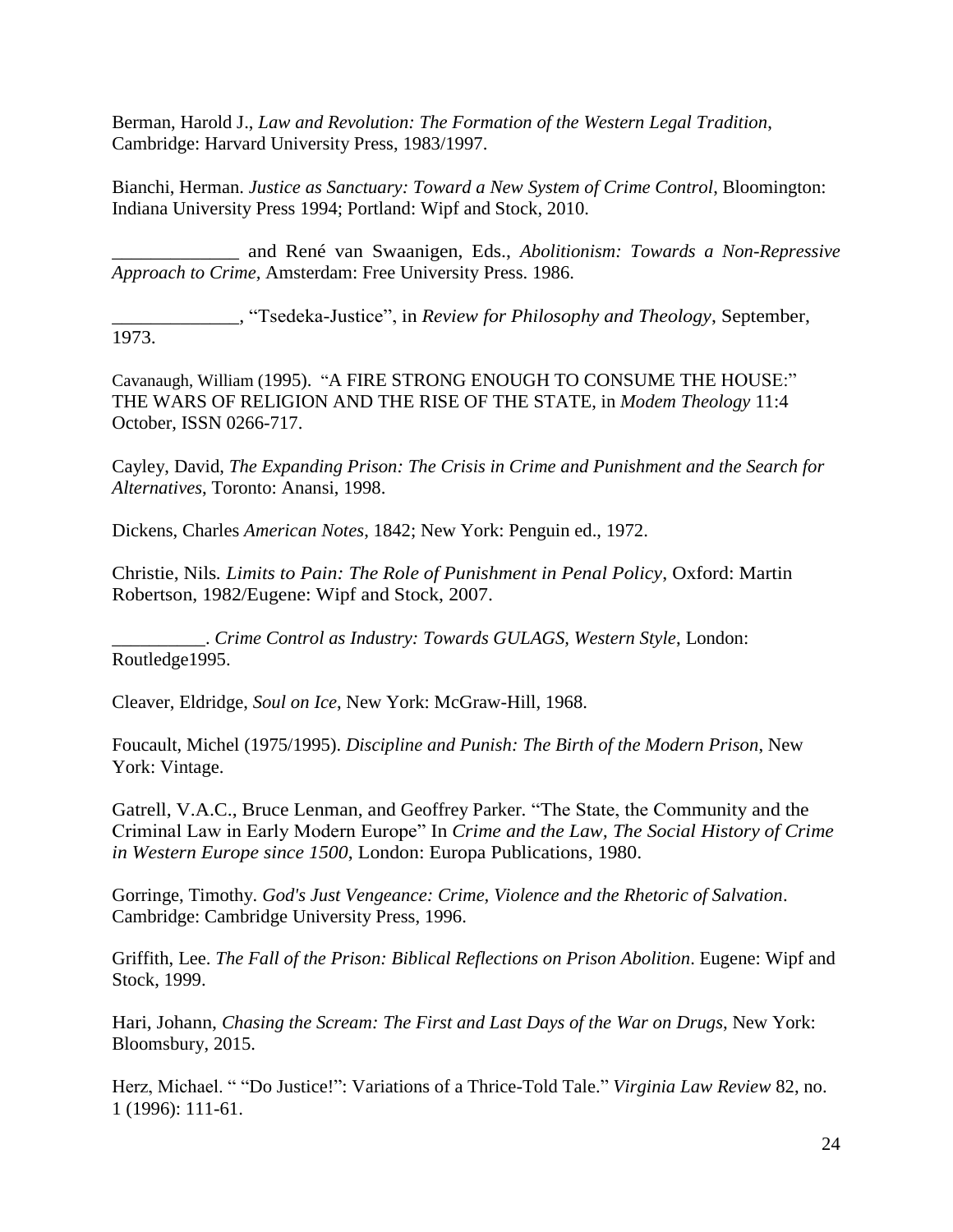Berman, Harold J., *Law and Revolution: The Formation of the Western Legal Tradition*, Cambridge: Harvard University Press, 1983/1997.

Bianchi, Herman. *Justice as Sanctuary: Toward a New System of Crime Control*, Bloomington: Indiana University Press 1994; Portland: Wipf and Stock, 2010.

_____________ and René van Swaanigen, Eds., *Abolitionism: Towards a Non-Repressive Approach to Crime*, Amsterdam: Free University Press. 1986.

_____________, "Tsedeka-Justice", in *Review for Philosophy and Theology*, September, 1973.

Cavanaugh, William (1995). "A FIRE STRONG ENOUGH TO CONSUME THE HOUSE:" THE WARS OF RELIGION AND THE RISE OF THE STATE, in *Modem Theology* 11:4 October, ISSN 0266-717.

Cayley, David, *The Expanding Prison: The Crisis in Crime and Punishment and the Search for Alternatives*, Toronto: Anansi, 1998.

Dickens, Charles *American Notes*, 1842; New York: Penguin ed., 1972.

Christie, Nils. *Limits to Pain: The Role of Punishment in Penal Policy*, Oxford: Martin Robertson, 1982/Eugene: Wipf and Stock, 2007.

__________. *Crime Control as Industry: Towards GULAGS, Western Style*, London: Routledge1995.

Cleaver, Eldridge, *Soul on Ice*, New York: McGraw-Hill, 1968.

Foucault, Michel (1975/1995). *Discipline and Punish: The Birth of the Modern Prison*, New York: Vintage.

Gatrell, V.A.C., Bruce Lenman, and Geoffrey Parker. "The State, the Community and the Criminal Law in Early Modern Europe" In *Crime and the Law, The Social History of Crime in Western Europe since 1500*, London: Europa Publications, 1980.

Gorringe, Timothy. *God's Just Vengeance: Crime, Violence and the Rhetoric of Salvation*. Cambridge: Cambridge University Press, 1996.

Griffith, Lee. *The Fall of the Prison: Biblical Reflections on Prison Abolition*. Eugene: Wipf and Stock, 1999.

Hari, Johann, *Chasing the Scream: The First and Last Days of the War on Drugs*, New York: Bloomsbury, 2015.

Herz, Michael. " "Do Justice!": Variations of a Thrice-Told Tale." *Virginia Law Review* 82, no. 1 (1996): 111-61.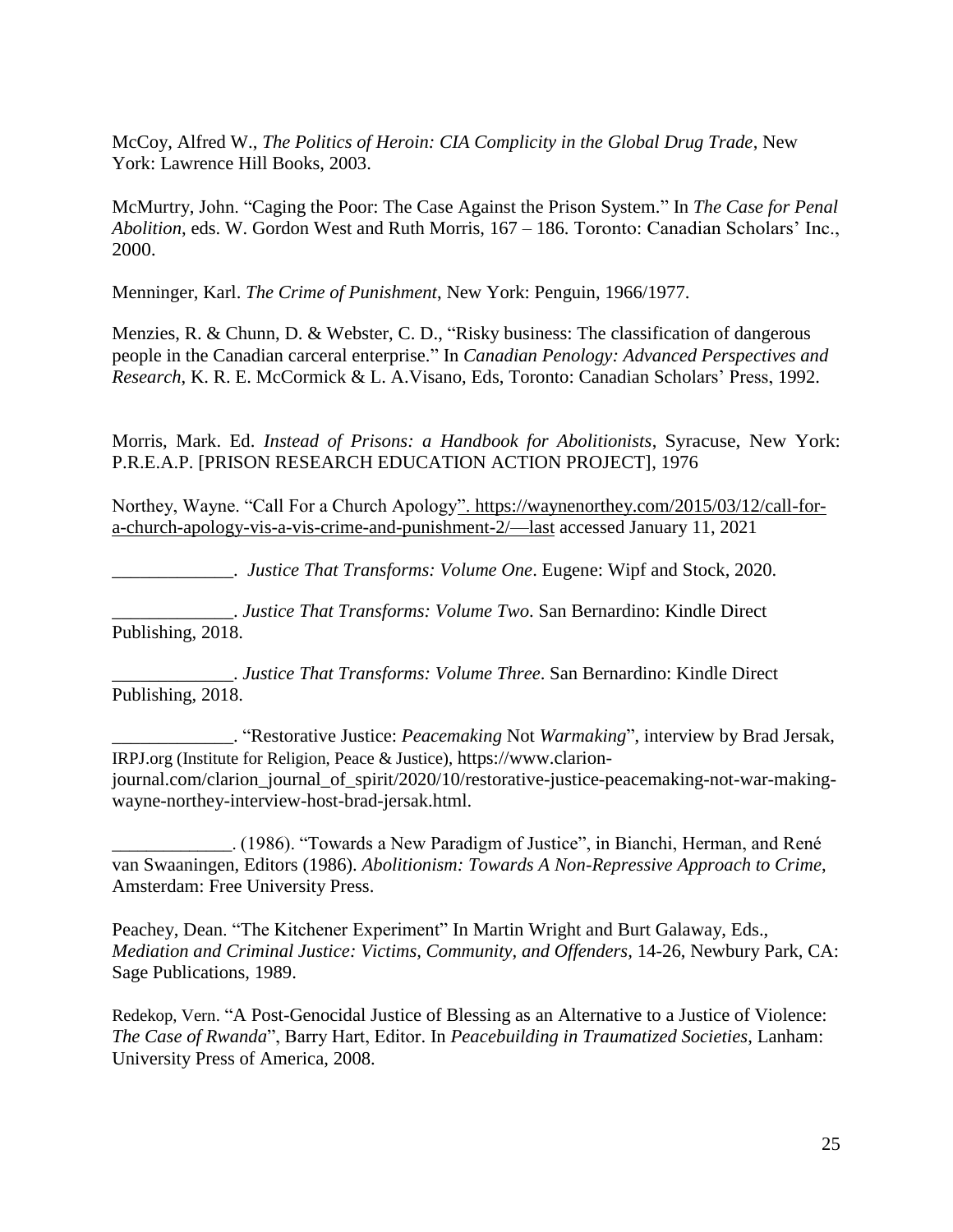McCoy, Alfred W., *The Politics of Heroin: CIA Complicity in the Global Drug Trade*, New York: Lawrence Hill Books, 2003.

McMurtry, John. "Caging the Poor: The Case Against the Prison System." In *The Case for Penal Abolition*, eds. W. Gordon West and Ruth Morris, 167 – 186. Toronto: Canadian Scholars' Inc., 2000.

Menninger, Karl. *The Crime of Punishment*, New York: Penguin, 1966/1977.

Menzies, R. & Chunn, D. & Webster, C. D., "Risky business: The classification of dangerous people in the Canadian carceral enterprise." In *Canadian Penology: Advanced Perspectives and Research*, K. R. E. McCormick & L. A.Visano, Eds, Toronto: Canadian Scholars' Press, 1992.

Morris, Mark. Ed. *Instead of Prisons: a Handbook for Abolitionists*, Syracuse, New York: P.R.E.A.P. [PRISON RESEARCH EDUCATION ACTION PROJECT], 1976

Northey, Wayne. "Call For a Church Apology". https://waynenorthey.com/2015/03/12/call-for-a-church-apology-vis-a-vis-crime-and-punishment-2/—last accessed January 11, 2021

_____________. *Justice That Transforms: Volume One*. Eugene: Wipf and Stock, 2020.

_____________. *Justice That Transforms: Volume Two*. San Bernardino: Kindle Direct Publishing, 2018.

_____________. *Justice That Transforms: Volume Three*. San Bernardino: Kindle Direct Publishing, 2018.

_____________. "Restorative Justice: *Peacemaking* Not *Warmaking*", interview by Brad Jersak, IRPJ.org (Institute for Religion, Peace & Justice), https://www.clarion-journal.com/clarion_journal_of_spirit/2020/10/restorative-justice-peacemaking-not-war-making-wayne-northey-interview-host-brad-jersak.html.

_____________. (1986). "Towards a New Paradigm of Justice", in Bianchi, Herman, and René van Swaaningen, Editors (1986). *Abolitionism: Towards A Non-Repressive Approach to Crime*, Amsterdam: Free University Press.

Peachey, Dean. "The Kitchener Experiment" In Martin Wright and Burt Galaway, Eds., *Mediation and Criminal Justice: Victims, Community, and Offenders*, 14-26, Newbury Park, CA: Sage Publications, 1989.

Redekop, Vern. "A Post-Genocidal Justice of Blessing as an Alternative to a Justice of Violence: *The Case of Rwanda*", Barry Hart, Editor. In *Peacebuilding in Traumatized Societies*, Lanham: University Press of America, 2008.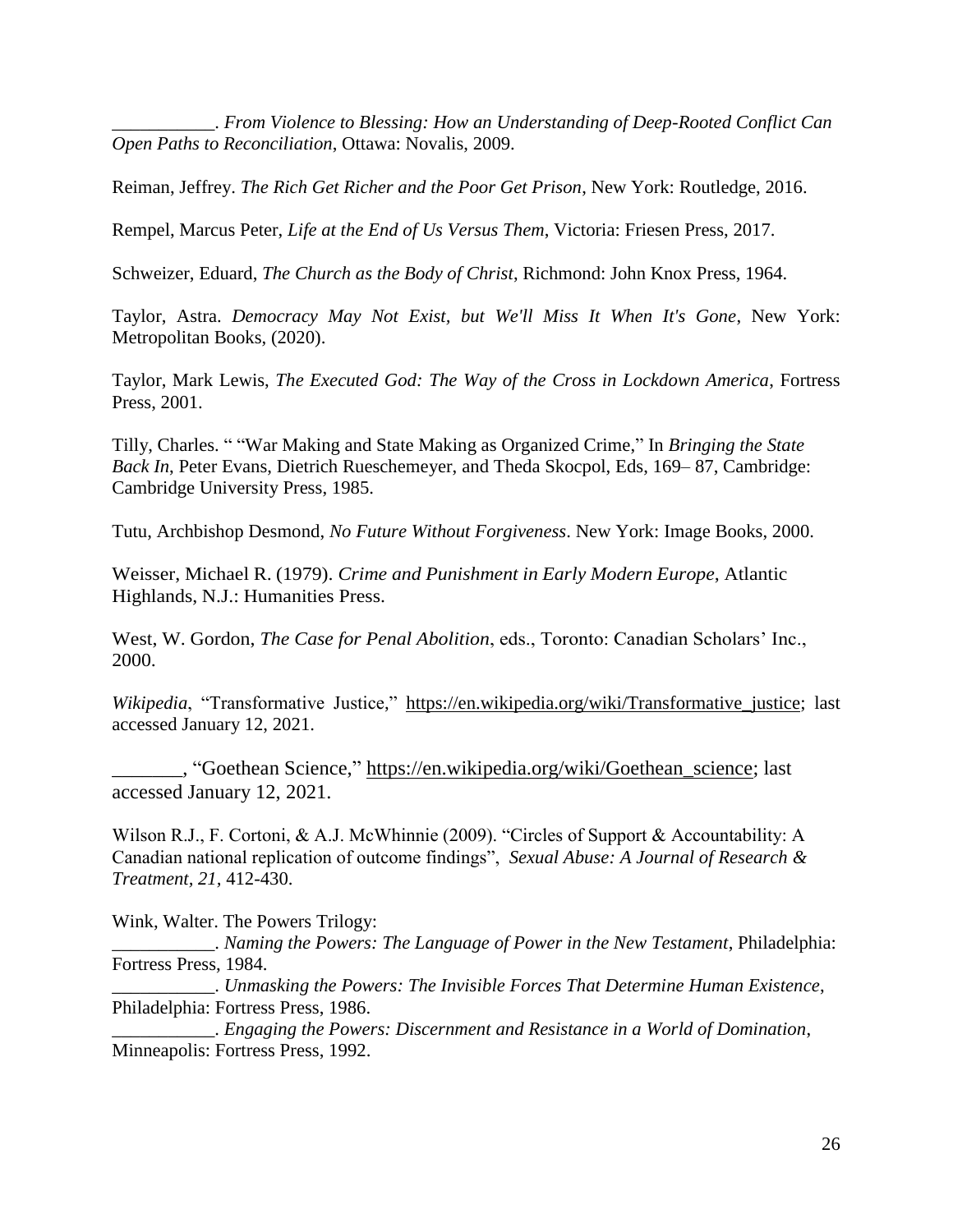___________. *From Violence to Blessing: How an Understanding of Deep-Rooted Conflict Can Open Paths to Reconciliation*, Ottawa: Novalis, 2009.

Reiman, Jeffrey. *The Rich Get Richer and the Poor Get Prison*, New York: Routledge, 2016.

Rempel, Marcus Peter, *Life at the End of Us Versus Them*, Victoria: Friesen Press, 2017.

Schweizer, Eduard, *The Church as the Body of Christ*, Richmond: John Knox Press, 1964.

Taylor, Astra. *Democracy May Not Exist, but We'll Miss It When It's Gone*, New York: Metropolitan Books, (2020).

Taylor, Mark Lewis, *The Executed God: The Way of the Cross in Lockdown America*, Fortress Press, 2001.

Tilly, Charles. " "War Making and State Making as Organized Crime," In *Bringing the State Back In*, Peter Evans, Dietrich Rueschemeyer, and Theda Skocpol, Eds, 169– 87, Cambridge: Cambridge University Press, 1985.

Tutu, Archbishop Desmond, *No Future Without Forgiveness*. New York: Image Books, 2000.

Weisser, Michael R. (1979). *Crime and Punishment in Early Modern Europe*, Atlantic Highlands, N.J.: Humanities Press.

West, W. Gordon, *The Case for Penal Abolition*, eds., Toronto: Canadian Scholars' Inc., 2000.

*Wikipedia*, "Transformative Justice," https://en.wikipedia.org/wiki/Transformative_justice; last accessed January 12, 2021.

_______, "Goethean Science," https://en.wikipedia.org/wiki/Goethean_science; last accessed January 12, 2021.

Wilson R.J., F. Cortoni, & A.J. McWhinnie (2009). "Circles of Support & Accountability: A Canadian national replication of outcome findings", *Sexual Abuse: A Journal of Research & Treatment, 21*, 412-430.

Wink, Walter. The Powers Trilogy:
___________. *Naming the Powers: The Language of Power in the New Testament*, Philadelphia: Fortress Press, 1984.
___________. *Unmasking the Powers: The Invisible Forces That Determine Human Existence*, Philadelphia: Fortress Press, 1986.
___________. *Engaging the Powers: Discernment and Resistance in a World of Domination*, Minneapolis: Fortress Press, 1992.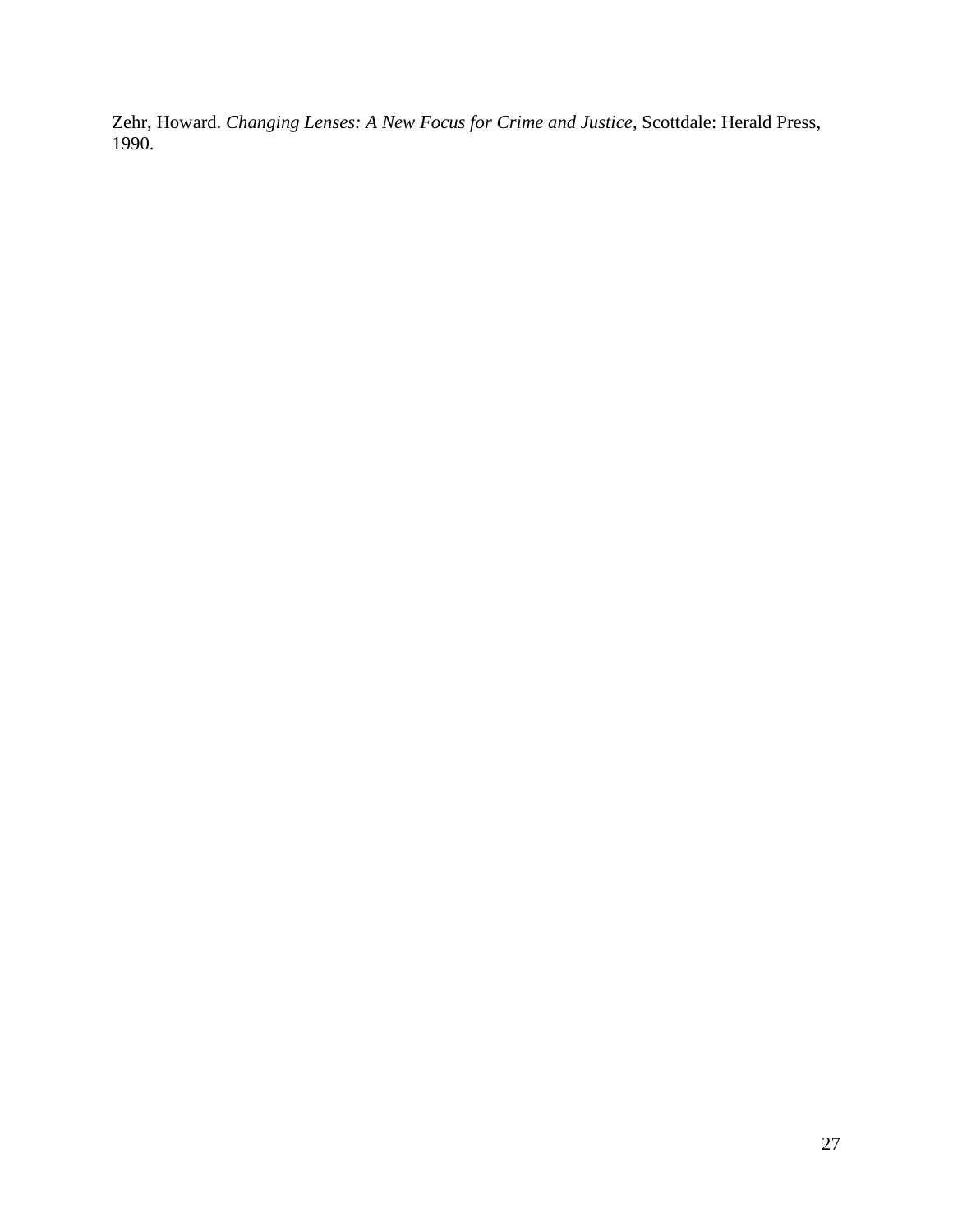Zehr, Howard. *Changing Lenses: A New Focus for Crime and Justice*, Scottdale: Herald Press, 1990.